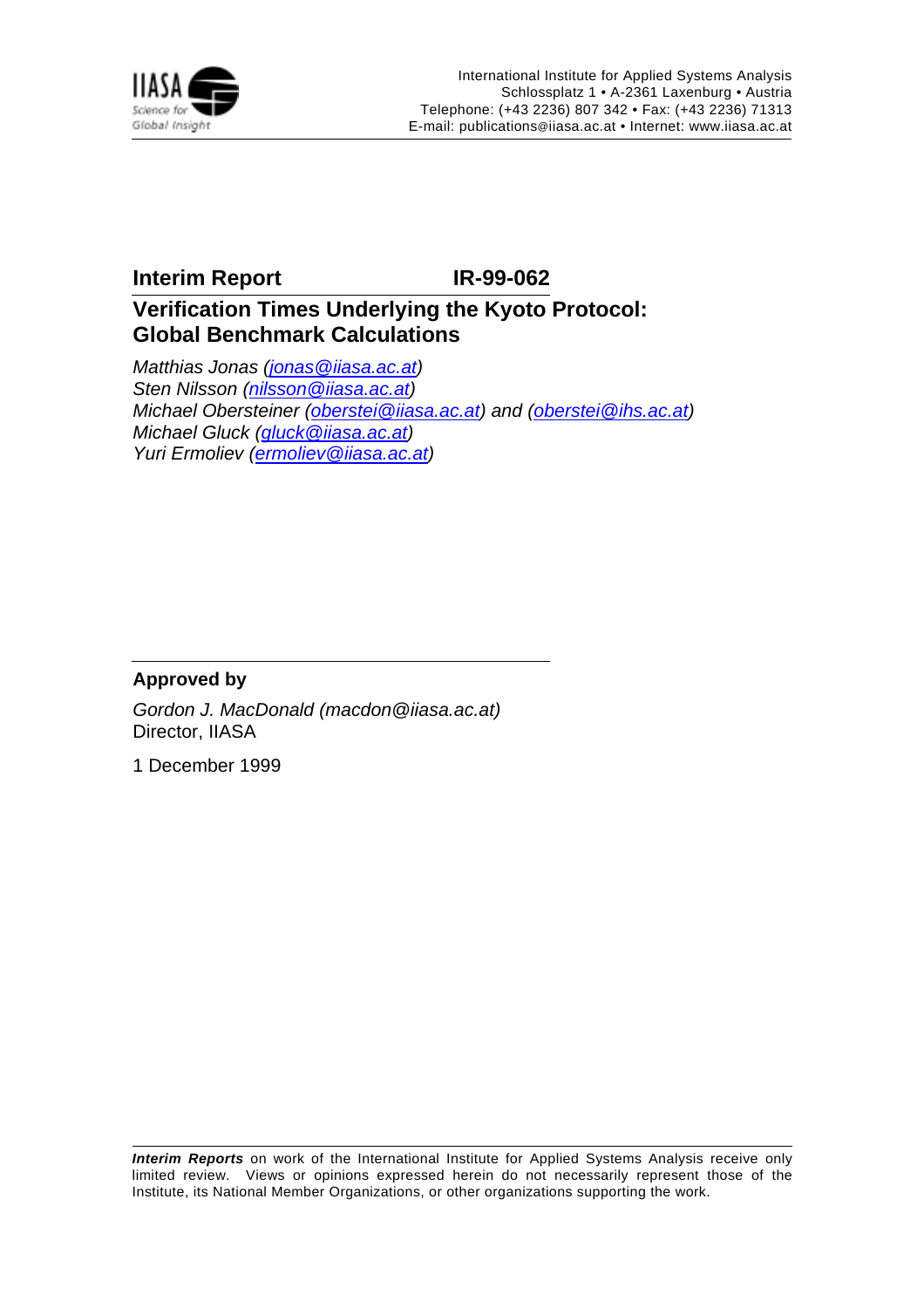International Institute for Applied Systems Analysis
Schlossplatz 1 • A-2361 Laxenburg • Austria
Telephone: (+43 2236) 807 342 • Fax: (+43 2236) 71313
E-mail: publications@iiasa.ac.at • Internet: www.iiasa.ac.at

**Interim Report IR-99-062**

# Verification Times Underlying the Kyoto Protocol: Global Benchmark Calculations

*Matthias Jonas (jonas@iiasa.ac.at)*
*Sten Nilsson (nilsson@iiasa.ac.at)*
*Michael Obersteiner (oberstei@iiasa.ac.at) and (oberstei@ihs.ac.at)*
*Michael Gluck (gluck@iiasa.ac.at)*
*Yuri Ermoliev (ermoliev@iiasa.ac.at)*

**Approved by**

*Gordon J. MacDonald (macdon@iiasa.ac.at)*
Director, IIASA

1 December 1999

***Interim Reports*** on work of the International Institute for Applied Systems Analysis receive only limited review. Views or opinions expressed herein do not necessarily represent those of the Institute, its National Member Organizations, or other organizations supporting the work.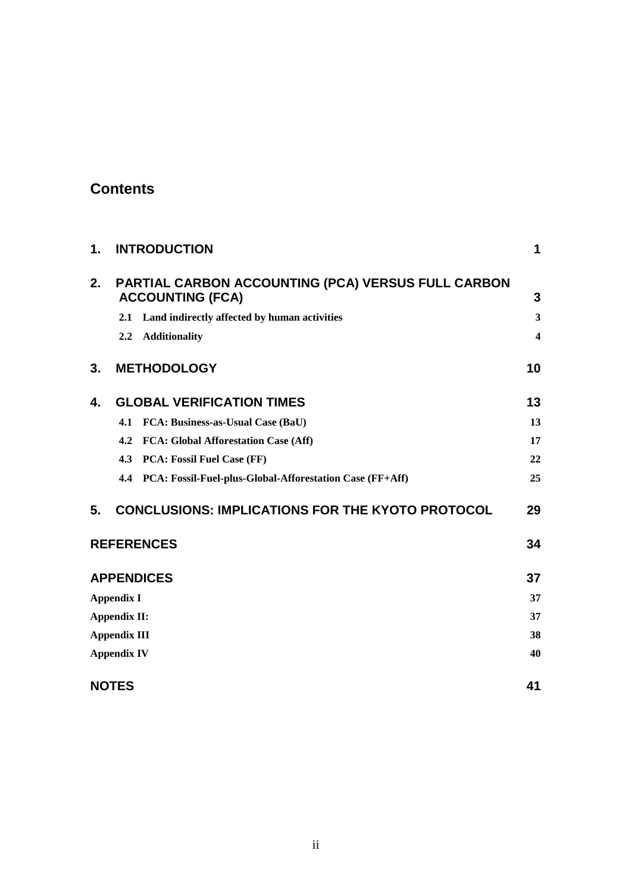## Contents

| | | |
|---|---|---|
| **1.** | **INTRODUCTION** | **1** |
| **2.** | **PARTIAL CARBON ACCOUNTING (PCA) VERSUS FULL CARBON ACCOUNTING (FCA)** | **3** |
| | **2.1 Land indirectly affected by human activities** | **3** |
| | **2.2 Additionality** | **4** |
| **3.** | **METHODOLOGY** | **10** |
| **4.** | **GLOBAL VERIFICATION TIMES** | **13** |
| | **4.1 FCA: Business-as-Usual Case (BaU)** | **13** |
| | **4.2 FCA: Global Afforestation Case (Aff)** | **17** |
| | **4.3 PCA: Fossil Fuel Case (FF)** | **22** |
| | **4.4 PCA: Fossil-Fuel-plus-Global-Afforestation Case (FF+Aff)** | **25** |
| **5.** | **CONCLUSIONS: IMPLICATIONS FOR THE KYOTO PROTOCOL** | **29** |
| | **REFERENCES** | **34** |
| | **APPENDICES** | **37** |
| | **Appendix I** | **37** |
| | **Appendix II:** | **37** |
| | **Appendix III** | **38** |
| | **Appendix IV** | **40** |
| | **NOTES** | **41** |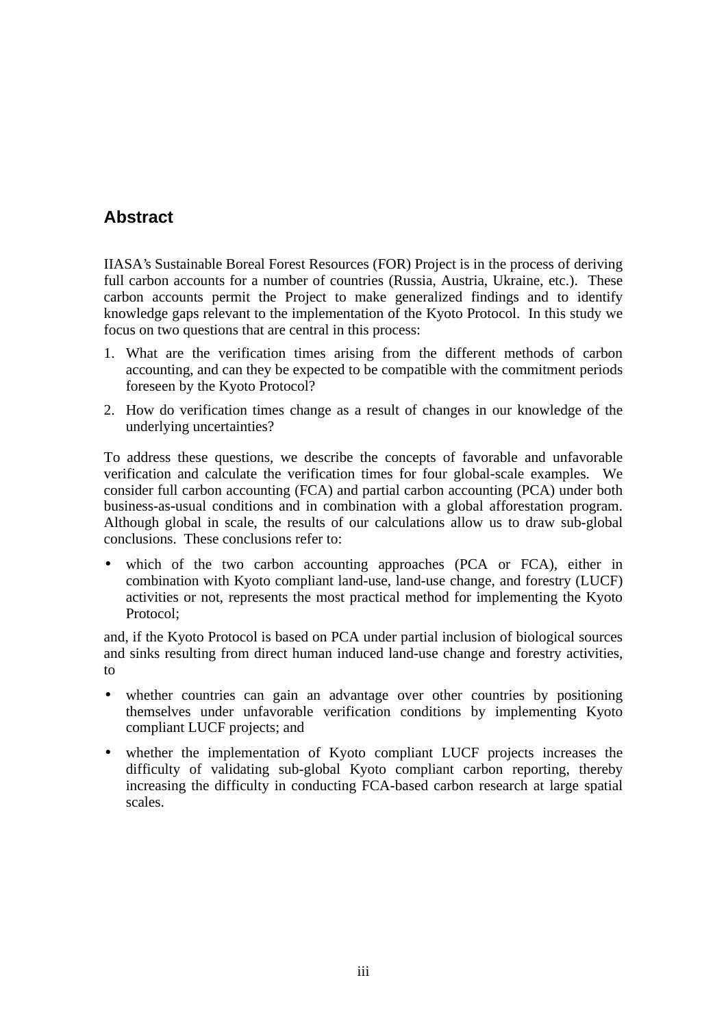## Abstract

IIASA's Sustainable Boreal Forest Resources (FOR) Project is in the process of deriving full carbon accounts for a number of countries (Russia, Austria, Ukraine, etc.). These carbon accounts permit the Project to make generalized findings and to identify knowledge gaps relevant to the implementation of the Kyoto Protocol. In this study we focus on two questions that are central in this process:

1. What are the verification times arising from the different methods of carbon accounting, and can they be expected to be compatible with the commitment periods foreseen by the Kyoto Protocol?
2. How do verification times change as a result of changes in our knowledge of the underlying uncertainties?

To address these questions, we describe the concepts of favorable and unfavorable verification and calculate the verification times for four global-scale examples. We consider full carbon accounting (FCA) and partial carbon accounting (PCA) under both business-as-usual conditions and in combination with a global afforestation program. Although global in scale, the results of our calculations allow us to draw sub-global conclusions. These conclusions refer to:

- which of the two carbon accounting approaches (PCA or FCA), either in combination with Kyoto compliant land-use, land-use change, and forestry (LUCF) activities or not, represents the most practical method for implementing the Kyoto Protocol;

and, if the Kyoto Protocol is based on PCA under partial inclusion of biological sources and sinks resulting from direct human induced land-use change and forestry activities, to

- whether countries can gain an advantage over other countries by positioning themselves under unfavorable verification conditions by implementing Kyoto compliant LUCF projects; and
- whether the implementation of Kyoto compliant LUCF projects increases the difficulty of validating sub-global Kyoto compliant carbon reporting, thereby increasing the difficulty in conducting FCA-based carbon research at large spatial scales.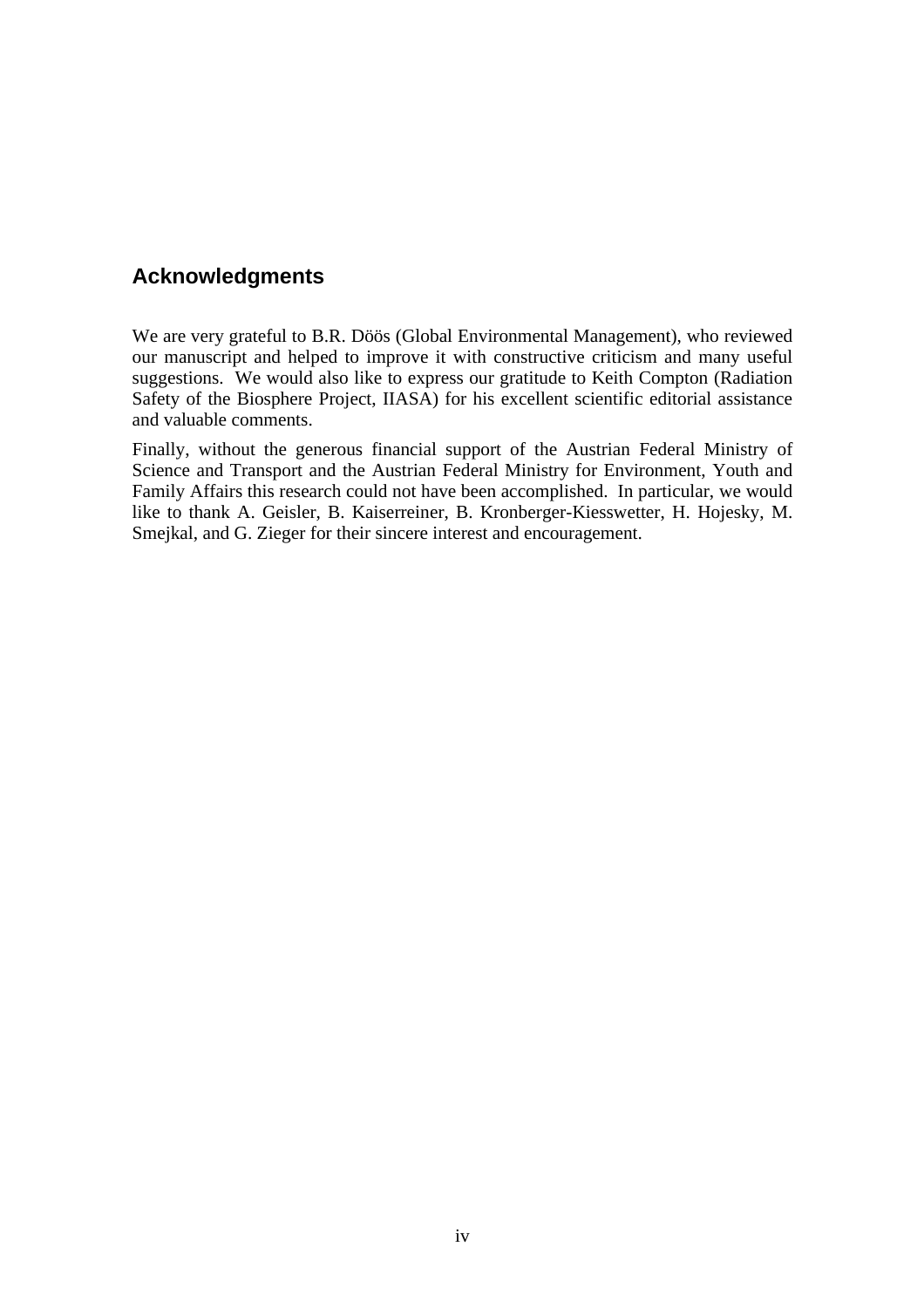## Acknowledgments

We are very grateful to B.R. Döös (Global Environmental Management), who reviewed our manuscript and helped to improve it with constructive criticism and many useful suggestions. We would also like to express our gratitude to Keith Compton (Radiation Safety of the Biosphere Project, IIASA) for his excellent scientific editorial assistance and valuable comments.

Finally, without the generous financial support of the Austrian Federal Ministry of Science and Transport and the Austrian Federal Ministry for Environment, Youth and Family Affairs this research could not have been accomplished. In particular, we would like to thank A. Geisler, B. Kaiserreiner, B. Kronberger-Kiesswetter, H. Hojesky, M. Smejkal, and G. Zieger for their sincere interest and encouragement.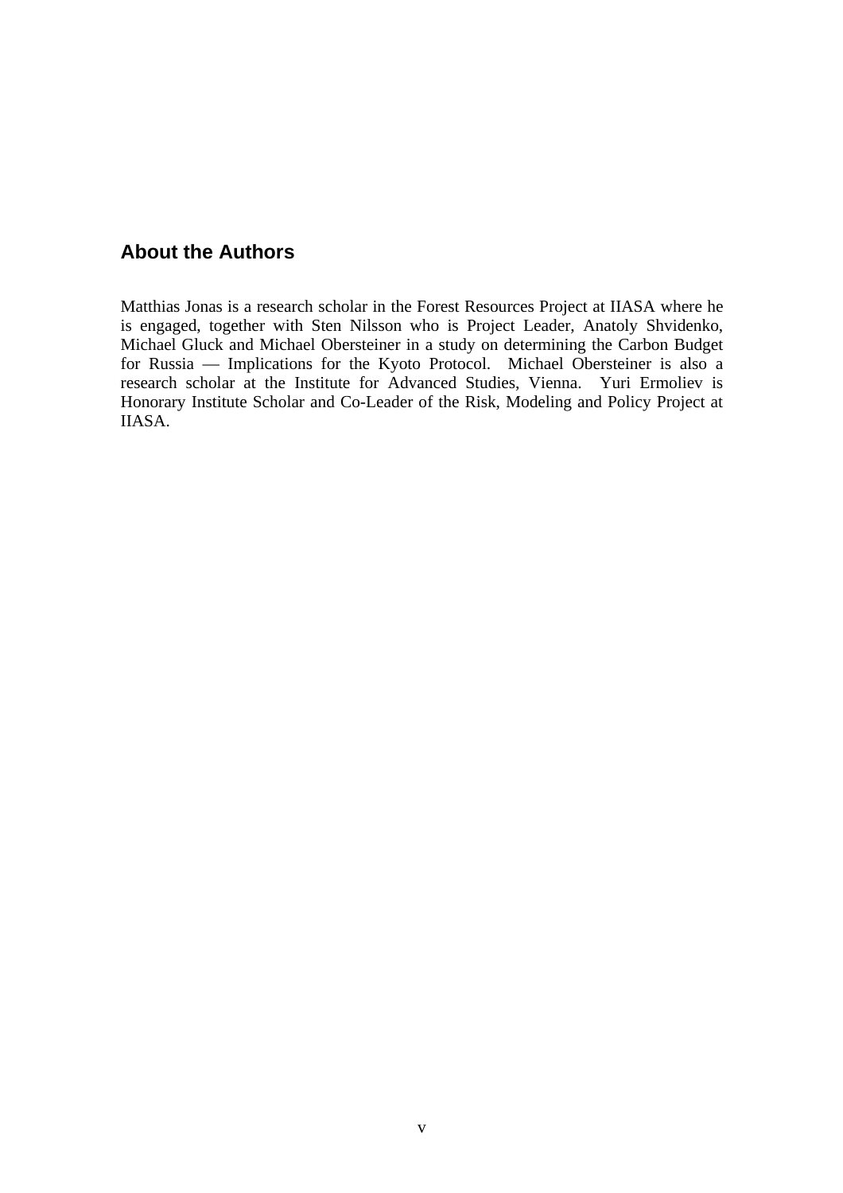## About the Authors

Matthias Jonas is a research scholar in the Forest Resources Project at IIASA where he is engaged, together with Sten Nilsson who is Project Leader, Anatoly Shvidenko, Michael Gluck and Michael Obersteiner in a study on determining the Carbon Budget for Russia — Implications for the Kyoto Protocol. Michael Obersteiner is also a research scholar at the Institute for Advanced Studies, Vienna. Yuri Ermoliev is Honorary Institute Scholar and Co-Leader of the Risk, Modeling and Policy Project at IIASA.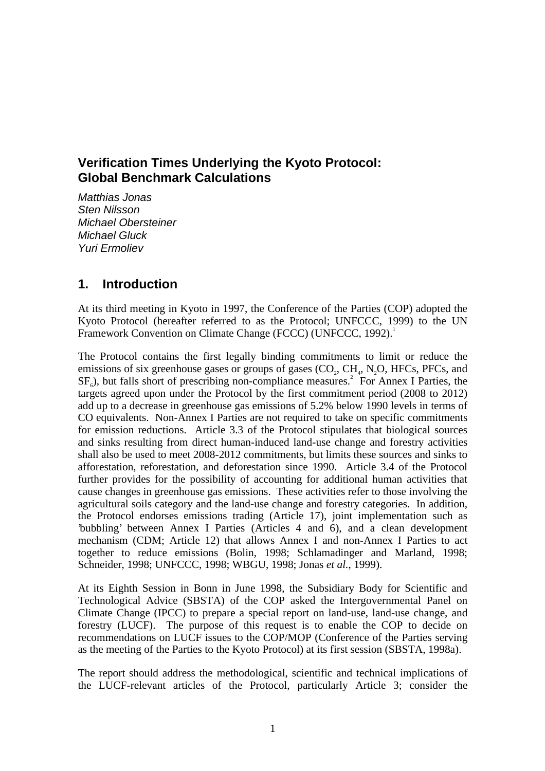## Verification Times Underlying the Kyoto Protocol: Global Benchmark Calculations

*Matthias Jonas*
*Sten Nilsson*
*Michael Obersteiner*
*Michael Gluck*
*Yuri Ermoliev*

## 1. Introduction

At its third meeting in Kyoto in 1997, the Conference of the Parties (COP) adopted the Kyoto Protocol (hereafter referred to as the Protocol; UNFCCC, 1999) to the UN Framework Convention on Climate Change (FCCC) (UNFCCC, 1992).[1]

The Protocol contains the first legally binding commitments to limit or reduce the emissions of six greenhouse gases or groups of gases ($CO_2$, $CH_4$, $N_2O$, HFCs, PFCs, and $SF_6$), but falls short of prescribing non-compliance measures.[2] For Annex I Parties, the targets agreed upon under the Protocol by the first commitment period (2008 to 2012) add up to a decrease in greenhouse gas emissions of 5.2% below 1990 levels in terms of CO equivalents. Non-Annex I Parties are not required to take on specific commitments for emission reductions. Article 3.3 of the Protocol stipulates that biological sources and sinks resulting from direct human-induced land-use change and forestry activities shall also be used to meet 2008-2012 commitments, but limits these sources and sinks to afforestation, reforestation, and deforestation since 1990. Article 3.4 of the Protocol further provides for the possibility of accounting for additional human activities that cause changes in greenhouse gas emissions. These activities refer to those involving the agricultural soils category and the land-use change and forestry categories. In addition, the Protocol endorses emissions trading (Article 17), joint implementation such as 'bubbling' between Annex I Parties (Articles 4 and 6), and a clean development mechanism (CDM; Article 12) that allows Annex I and non-Annex I Parties to act together to reduce emissions (Bolin, 1998; Schlamadinger and Marland, 1998; Schneider, 1998; UNFCCC, 1998; WBGU, 1998; Jonas *et al.*, 1999).

At its Eighth Session in Bonn in June 1998, the Subsidiary Body for Scientific and Technological Advice (SBSTA) of the COP asked the Intergovernmental Panel on Climate Change (IPCC) to prepare a special report on land-use, land-use change, and forestry (LUCF). The purpose of this request is to enable the COP to decide on recommendations on LUCF issues to the COP/MOP (Conference of the Parties serving as the meeting of the Parties to the Kyoto Protocol) at its first session (SBSTA, 1998a).

The report should address the methodological, scientific and technical implications of the LUCF-relevant articles of the Protocol, particularly Article 3; consider the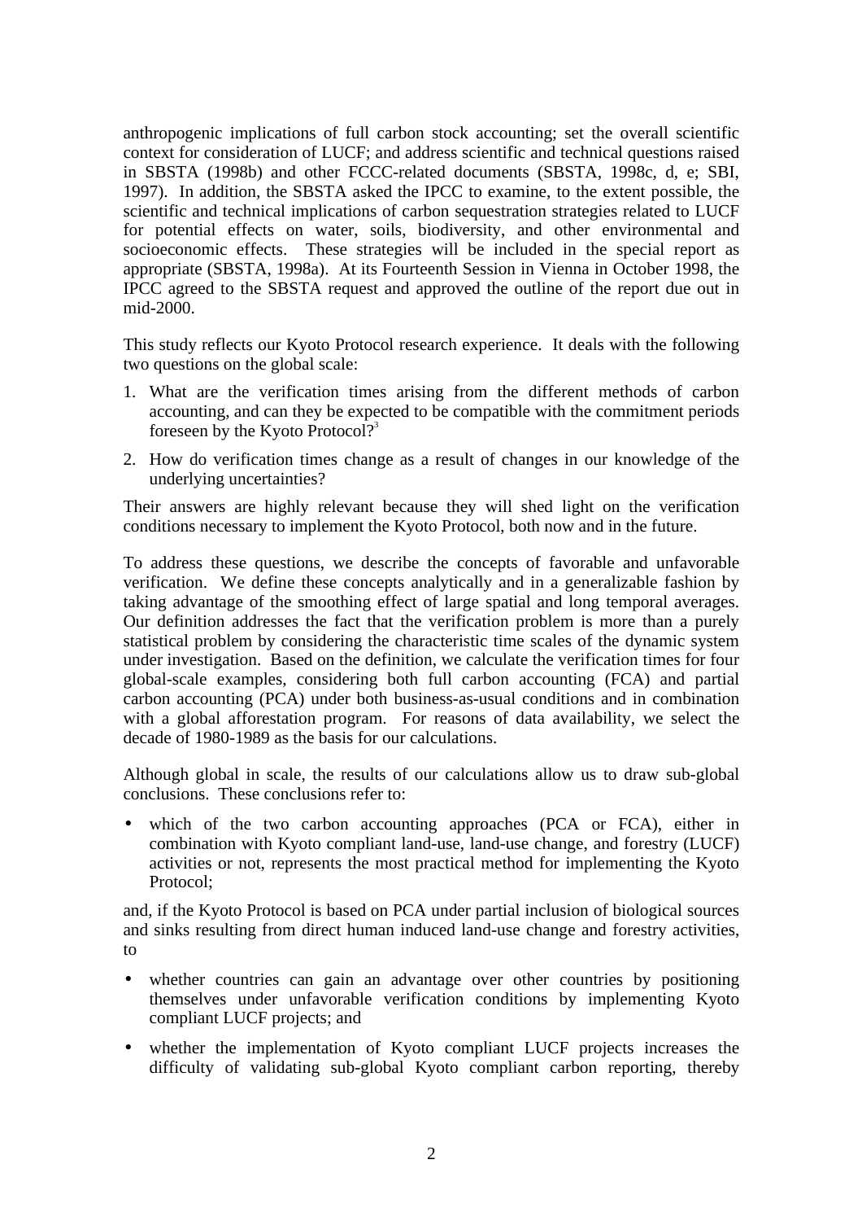anthropogenic implications of full carbon stock accounting; set the overall scientific context for consideration of LUCF; and address scientific and technical questions raised in SBSTA (1998b) and other FCCC-related documents (SBSTA, 1998c, d, e; SBI, 1997). In addition, the SBSTA asked the IPCC to examine, to the extent possible, the scientific and technical implications of carbon sequestration strategies related to LUCF for potential effects on water, soils, biodiversity, and other environmental and socioeconomic effects. These strategies will be included in the special report as appropriate (SBSTA, 1998a). At its Fourteenth Session in Vienna in October 1998, the IPCC agreed to the SBSTA request and approved the outline of the report due out in mid-2000.

This study reflects our Kyoto Protocol research experience. It deals with the following two questions on the global scale:

1. What are the verification times arising from the different methods of carbon accounting, and can they be expected to be compatible with the commitment periods foreseen by the Kyoto Protocol?[3]
2. How do verification times change as a result of changes in our knowledge of the underlying uncertainties?

Their answers are highly relevant because they will shed light on the verification conditions necessary to implement the Kyoto Protocol, both now and in the future.

To address these questions, we describe the concepts of favorable and unfavorable verification. We define these concepts analytically and in a generalizable fashion by taking advantage of the smoothing effect of large spatial and long temporal averages. Our definition addresses the fact that the verification problem is more than a purely statistical problem by considering the characteristic time scales of the dynamic system under investigation. Based on the definition, we calculate the verification times for four global-scale examples, considering both full carbon accounting (FCA) and partial carbon accounting (PCA) under both business-as-usual conditions and in combination with a global afforestation program. For reasons of data availability, we select the decade of 1980-1989 as the basis for our calculations.

Although global in scale, the results of our calculations allow us to draw sub-global conclusions. These conclusions refer to:

- which of the two carbon accounting approaches (PCA or FCA), either in combination with Kyoto compliant land-use, land-use change, and forestry (LUCF) activities or not, represents the most practical method for implementing the Kyoto Protocol;

and, if the Kyoto Protocol is based on PCA under partial inclusion of biological sources and sinks resulting from direct human induced land-use change and forestry activities, to

- whether countries can gain an advantage over other countries by positioning themselves under unfavorable verification conditions by implementing Kyoto compliant LUCF projects; and
- whether the implementation of Kyoto compliant LUCF projects increases the difficulty of validating sub-global Kyoto compliant carbon reporting, thereby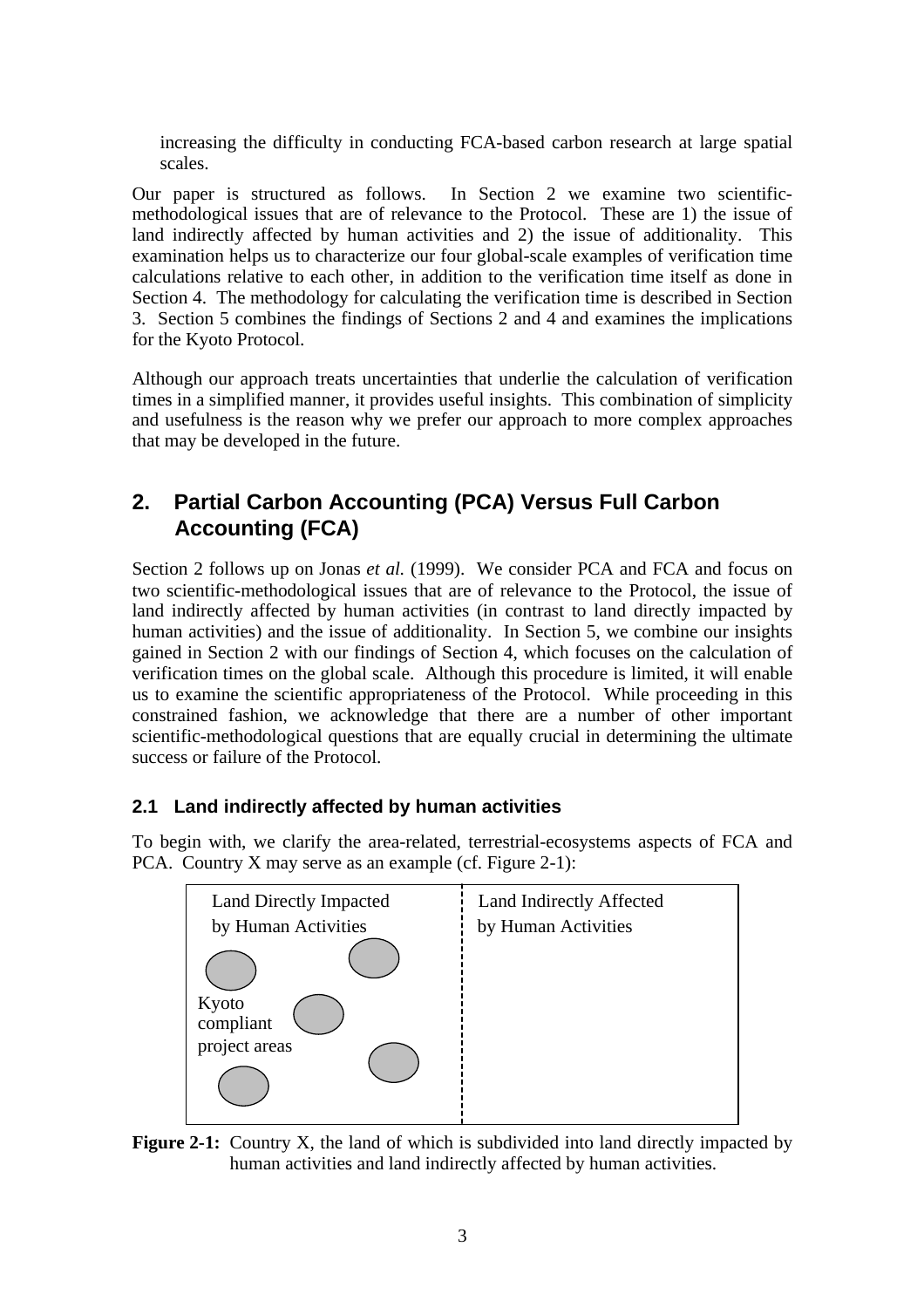increasing the difficulty in conducting FCA-based carbon research at large spatial scales.

Our paper is structured as follows. In Section 2 we examine two scientific-methodological issues that are of relevance to the Protocol. These are 1) the issue of land indirectly affected by human activities and 2) the issue of additionality. This examination helps us to characterize our four global-scale examples of verification time calculations relative to each other, in addition to the verification time itself as done in Section 4. The methodology for calculating the verification time is described in Section 3. Section 5 combines the findings of Sections 2 and 4 and examines the implications for the Kyoto Protocol.

Although our approach treats uncertainties that underlie the calculation of verification times in a simplified manner, it provides useful insights. This combination of simplicity and usefulness is the reason why we prefer our approach to more complex approaches that may be developed in the future.

## 2. Partial Carbon Accounting (PCA) Versus Full Carbon Accounting (FCA)

Section 2 follows up on Jonas *et al.* (1999). We consider PCA and FCA and focus on two scientific-methodological issues that are of relevance to the Protocol, the issue of land indirectly affected by human activities (in contrast to land directly impacted by human activities) and the issue of additionality. In Section 5, we combine our insights gained in Section 2 with our findings of Section 4, which focuses on the calculation of verification times on the global scale. Although this procedure is limited, it will enable us to examine the scientific appropriateness of the Protocol. While proceeding in this constrained fashion, we acknowledge that there are a number of other important scientific-methodological questions that are equally crucial in determining the ultimate success or failure of the Protocol.

### 2.1 Land indirectly affected by human activities

To begin with, we clarify the area-related, terrestrial-ecosystems aspects of FCA and PCA. Country X may serve as an example (cf. Figure 2-1):

Land Directly Impacted by Human Activities | Land Indirectly Affected by Human Activities

Kyoto compliant project areas

**Figure 2-1:** Country X, the land of which is subdivided into land directly impacted by human activities and land indirectly affected by human activities.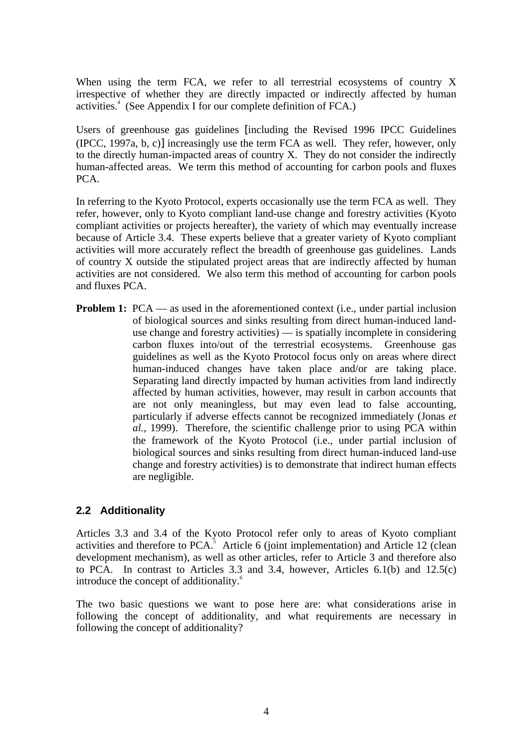When using the term FCA, we refer to all terrestrial ecosystems of country X irrespective of whether they are directly impacted or indirectly affected by human activities.[4] (See Appendix I for our complete definition of FCA.)

Users of greenhouse gas guidelines [including the Revised 1996 IPCC Guidelines (IPCC, 1997a, b, c)] increasingly use the term FCA as well. They refer, however, only to the directly human-impacted areas of country X. They do not consider the indirectly human-affected areas. We term this method of accounting for carbon pools and fluxes PCA.

In referring to the Kyoto Protocol, experts occasionally use the term FCA as well. They refer, however, only to Kyoto compliant land-use change and forestry activities (Kyoto compliant activities or projects hereafter), the variety of which may eventually increase because of Article 3.4. These experts believe that a greater variety of Kyoto compliant activities will more accurately reflect the breadth of greenhouse gas guidelines. Lands of country X outside the stipulated project areas that are indirectly affected by human activities are not considered. We also term this method of accounting for carbon pools and fluxes PCA.

**Problem 1:** PCA — as used in the aforementioned context (i.e., under partial inclusion of biological sources and sinks resulting from direct human-induced land-use change and forestry activities) — is spatially incomplete in considering carbon fluxes into/out of the terrestrial ecosystems. Greenhouse gas guidelines as well as the Kyoto Protocol focus only on areas where direct human-induced changes have taken place and/or are taking place. Separating land directly impacted by human activities from land indirectly affected by human activities, however, may result in carbon accounts that are not only meaningless, but may even lead to false accounting, particularly if adverse effects cannot be recognized immediately (Jonas *et al.*, 1999). Therefore, the scientific challenge prior to using PCA within the framework of the Kyoto Protocol (i.e., under partial inclusion of biological sources and sinks resulting from direct human-induced land-use change and forestry activities) is to demonstrate that indirect human effects are negligible.

## 2.2 Additionality

Articles 3.3 and 3.4 of the Kyoto Protocol refer only to areas of Kyoto compliant activities and therefore to PCA.[5] Article 6 (joint implementation) and Article 12 (clean development mechanism), as well as other articles, refer to Article 3 and therefore also to PCA. In contrast to Articles 3.3 and 3.4, however, Articles 6.1(b) and 12.5(c) introduce the concept of additionality.[6]

The two basic questions we want to pose here are: what considerations arise in following the concept of additionality, and what requirements are necessary in following the concept of additionality?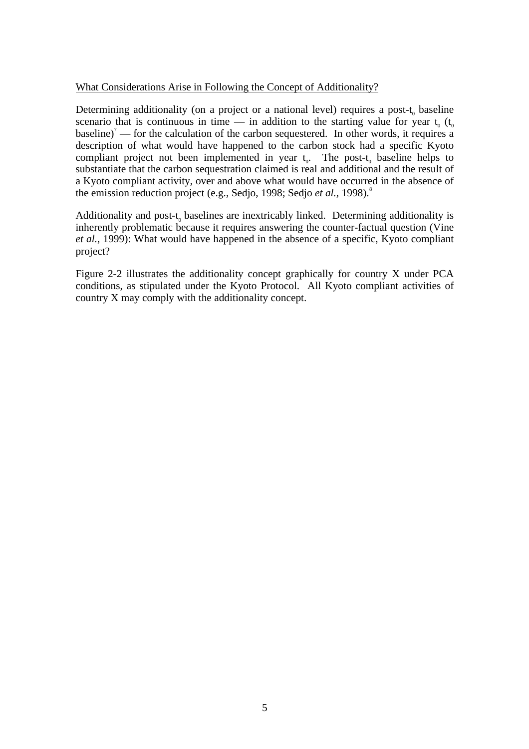What Considerations Arise in Following the Concept of Additionality?

Determining additionality (on a project or a national level) requires a post-$t_0$ baseline scenario that is continuous in time — in addition to the starting value for year $t_0$ ($t_0$ baseline)[7] — for the calculation of the carbon sequestered. In other words, it requires a description of what would have happened to the carbon stock had a specific Kyoto compliant project not been implemented in year $t_0$. The post-$t_0$ baseline helps to substantiate that the carbon sequestration claimed is real and additional and the result of a Kyoto compliant activity, over and above what would have occurred in the absence of the emission reduction project (e.g., Sedjo, 1998; Sedjo *et al.*, 1998).[8]

Additionality and post-$t_0$ baselines are inextricably linked. Determining additionality is inherently problematic because it requires answering the counter-factual question (Vine *et al.*, 1999): What would have happened in the absence of a specific, Kyoto compliant project?

Figure 2-2 illustrates the additionality concept graphically for country X under PCA conditions, as stipulated under the Kyoto Protocol. All Kyoto compliant activities of country X may comply with the additionality concept.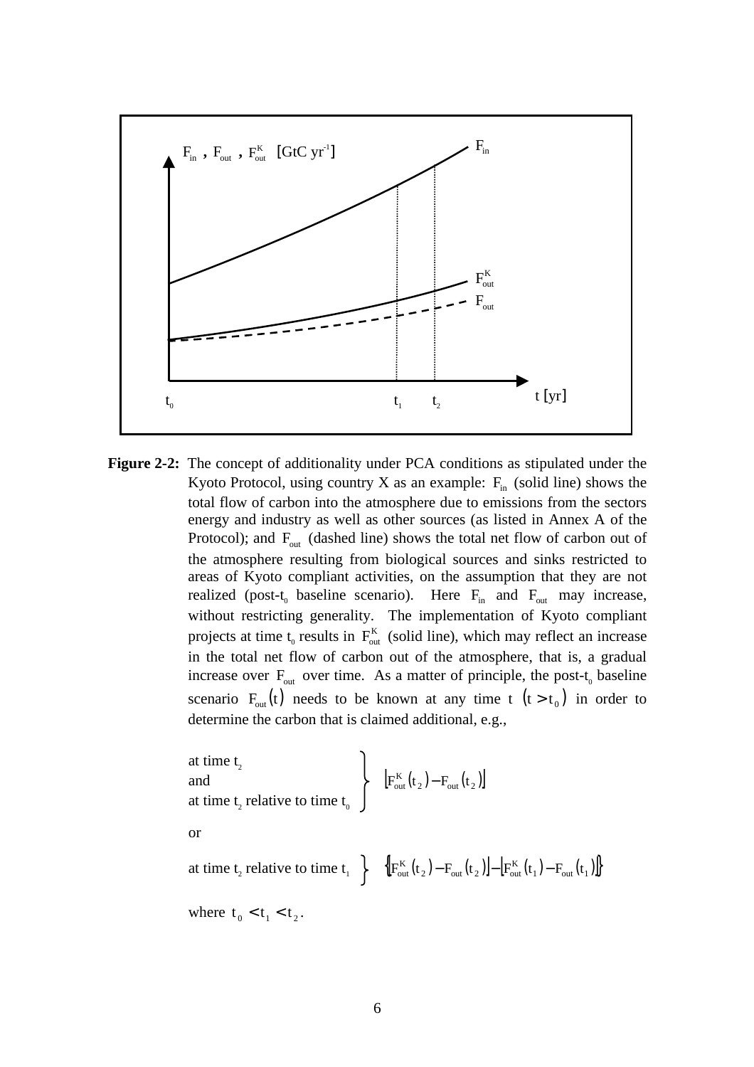**Figure 2-2:** The concept of additionality under PCA conditions as stipulated under the Kyoto Protocol, using country X as an example: $F_{in}$ (solid line) shows the total flow of carbon into the atmosphere due to emissions from the sectors energy and industry as well as other sources (as listed in Annex A of the Protocol); and $F_{out}$ (dashed line) shows the total net flow of carbon out of the atmosphere resulting from biological sources and sinks restricted to areas of Kyoto compliant activities, on the assumption that they are not realized (post-$t_0$ baseline scenario). Here $F_{in}$ and $F_{out}$ may increase, without restricting generality. The implementation of Kyoto compliant projects at time $t_0$ results in $F_{out}^K$ (solid line), which may reflect an increase in the total net flow of carbon out of the atmosphere, that is, a gradual increase over $F_{out}$ over time. As a matter of principle, the post-$t_0$ baseline scenario $F_{out}(t)$ needs to be known at any time t $(t > t_0)$ in order to determine the carbon that is claimed additional, e.g.,

at time $t_2$
and
at time $t_2$ relative to time $t_0$ $\Big\}$ $\left|F_{out}^K(t_2) - F_{out}(t_2)\right|$

or

at time $t_2$ relative to time $t_1$ $\Big\}$ $\left\{\left|F_{out}^K(t_2) - F_{out}(t_2)\right| - \left|F_{out}^K(t_1) - F_{out}(t_1)\right|\right\}$

where $t_0 < t_1 < t_2$.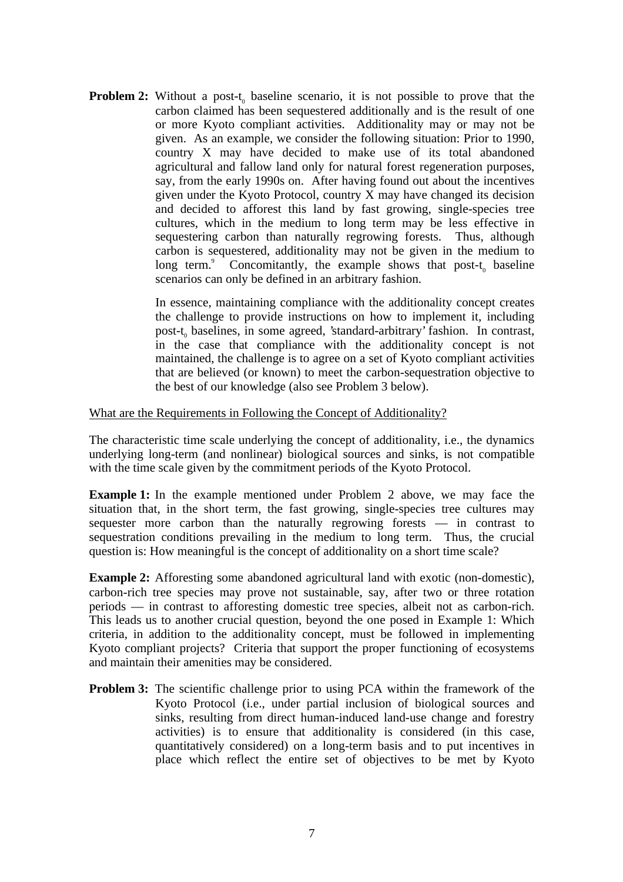**Problem 2:** Without a post-$t_0$ baseline scenario, it is not possible to prove that the carbon claimed has been sequestered additionally and is the result of one or more Kyoto compliant activities. Additionality may or may not be given. As an example, we consider the following situation: Prior to 1990, country X may have decided to make use of its total abandoned agricultural and fallow land only for natural forest regeneration purposes, say, from the early 1990s on. After having found out about the incentives given under the Kyoto Protocol, country X may have changed its decision and decided to afforest this land by fast growing, single-species tree cultures, which in the medium to long term may be less effective in sequestering carbon than naturally regrowing forests. Thus, although carbon is sequestered, additionality may not be given in the medium to long term.[9] Concomitantly, the example shows that post-$t_0$ baseline scenarios can only be defined in an arbitrary fashion.

In essence, maintaining compliance with the additionality concept creates the challenge to provide instructions on how to implement it, including post-$t_0$ baselines, in some agreed, 'standard-arbitrary' fashion. In contrast, in the case that compliance with the additionality concept is not maintained, the challenge is to agree on a set of Kyoto compliant activities that are believed (or known) to meet the carbon-sequestration objective to the best of our knowledge (also see Problem 3 below).

What are the Requirements in Following the Concept of Additionality?

The characteristic time scale underlying the concept of additionality, i.e., the dynamics underlying long-term (and nonlinear) biological sources and sinks, is not compatible with the time scale given by the commitment periods of the Kyoto Protocol.

**Example 1:** In the example mentioned under Problem 2 above, we may face the situation that, in the short term, the fast growing, single-species tree cultures may sequester more carbon than the naturally regrowing forests — in contrast to sequestration conditions prevailing in the medium to long term. Thus, the crucial question is: How meaningful is the concept of additionality on a short time scale?

**Example 2:** Afforesting some abandoned agricultural land with exotic (non-domestic), carbon-rich tree species may prove not sustainable, say, after two or three rotation periods — in contrast to afforesting domestic tree species, albeit not as carbon-rich. This leads us to another crucial question, beyond the one posed in Example 1: Which criteria, in addition to the additionality concept, must be followed in implementing Kyoto compliant projects? Criteria that support the proper functioning of ecosystems and maintain their amenities may be considered.

**Problem 3:** The scientific challenge prior to using PCA within the framework of the Kyoto Protocol (i.e., under partial inclusion of biological sources and sinks, resulting from direct human-induced land-use change and forestry activities) is to ensure that additionality is considered (in this case, quantitatively considered) on a long-term basis and to put incentives in place which reflect the entire set of objectives to be met by Kyoto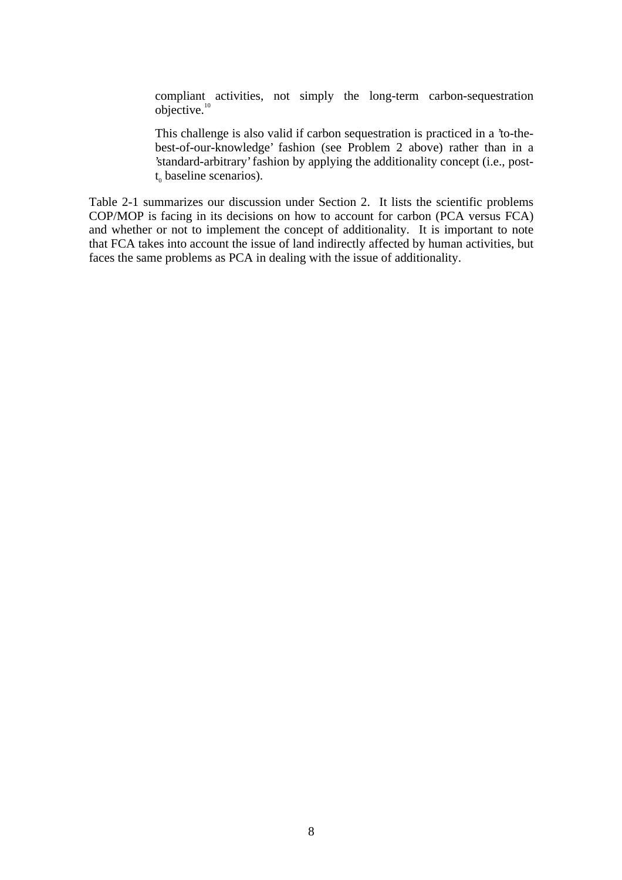compliant activities, not simply the long-term carbon-sequestration objective.[10]

This challenge is also valid if carbon sequestration is practiced in a 'to-the-best-of-our-knowledge' fashion (see Problem 2 above) rather than in a 'standard-arbitrary' fashion by applying the additionality concept (i.e., post-$t_0$ baseline scenarios).

Table 2-1 summarizes our discussion under Section 2. It lists the scientific problems COP/MOP is facing in its decisions on how to account for carbon (PCA versus FCA) and whether or not to implement the concept of additionality. It is important to note that FCA takes into account the issue of land indirectly affected by human activities, but faces the same problems as PCA in dealing with the issue of additionality.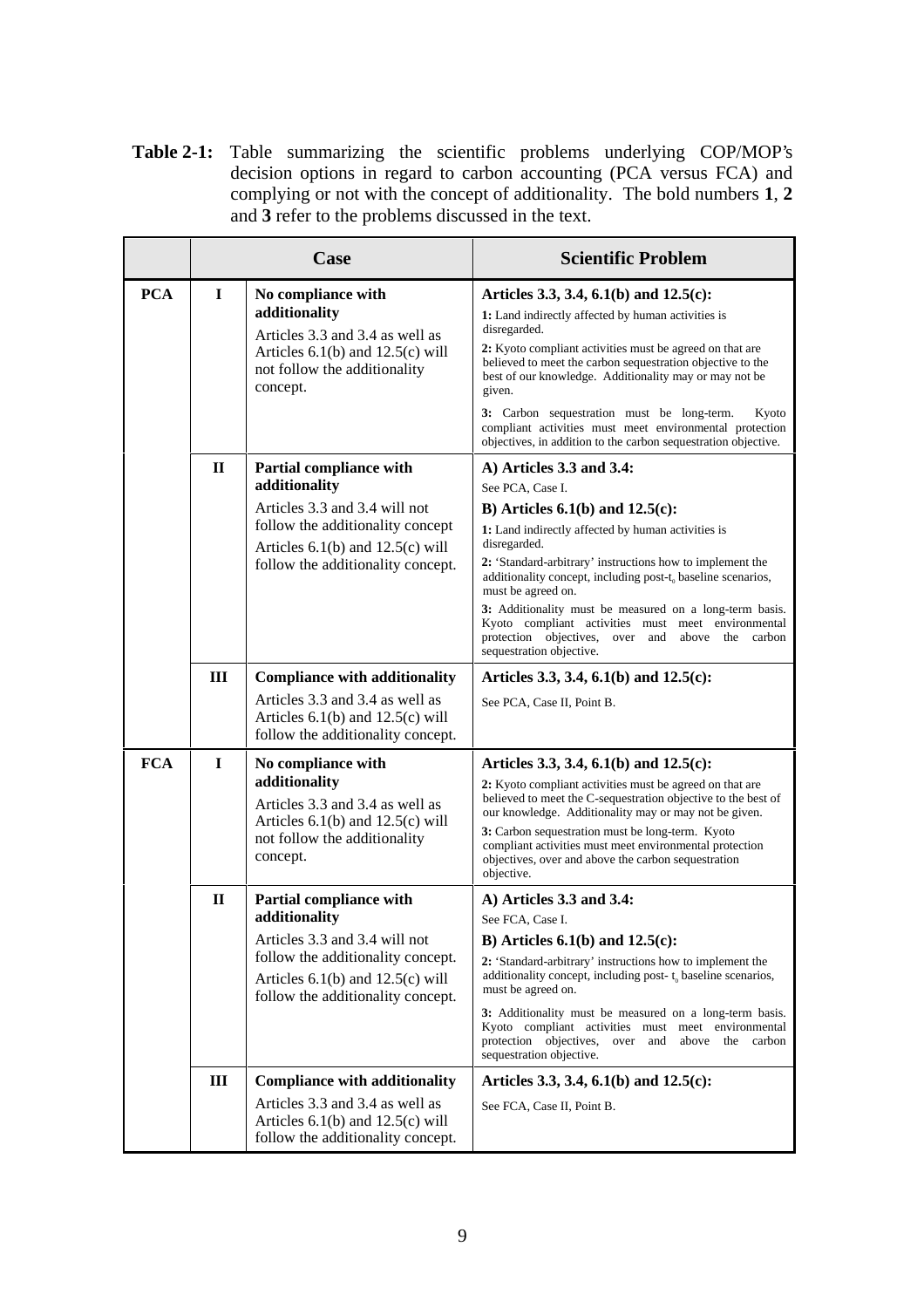**Table 2-1:** Table summarizing the scientific problems underlying COP/MOP's decision options in regard to carbon accounting (PCA versus FCA) and complying or not with the concept of additionality. The bold numbers **1**, **2** and **3** refer to the problems discussed in the text.

| | Case | | Scientific Problem |
|---|---|---|---|
| **PCA** | **I** | **No compliance with additionality**<br>Articles 3.3 and 3.4 as well as Articles 6.1(b) and 12.5(c) will not follow the additionality concept. | **Articles 3.3, 3.4, 6.1(b) and 12.5(c):**<br>**1:** Land indirectly affected by human activities is disregarded.<br>**2:** Kyoto compliant activities must be agreed on that are believed to meet the carbon sequestration objective to the best of our knowledge. Additionality may or may not be given.<br>**3:** Carbon sequestration must be long-term. Kyoto compliant activities must meet environmental protection objectives, in addition to the carbon sequestration objective. |
| | **II** | **Partial compliance with additionality**<br>Articles 3.3 and 3.4 will not follow the additionality concept<br>Articles 6.1(b) and 12.5(c) will follow the additionality concept. | **A) Articles 3.3 and 3.4:**<br>See PCA, Case I.<br>**B) Articles 6.1(b) and 12.5(c):**<br>**1:** Land indirectly affected by human activities is disregarded.<br>**2:** 'Standard-arbitrary' instructions how to implement the additionality concept, including post-$t_0$ baseline scenarios, must be agreed on.<br>**3:** Additionality must be measured on a long-term basis. Kyoto compliant activities must meet environmental protection objectives, over and above the carbon sequestration objective. |
| | **III** | **Compliance with additionality**<br>Articles 3.3 and 3.4 as well as Articles 6.1(b) and 12.5(c) will follow the additionality concept. | **Articles 3.3, 3.4, 6.1(b) and 12.5(c):**<br>See PCA, Case II, Point B. |
| **FCA** | **I** | **No compliance with additionality**<br>Articles 3.3 and 3.4 as well as Articles 6.1(b) and 12.5(c) will not follow the additionality concept. | **Articles 3.3, 3.4, 6.1(b) and 12.5(c):**<br>**2:** Kyoto compliant activities must be agreed on that are believed to meet the C-sequestration objective to the best of our knowledge. Additionality may or may not be given.<br>**3:** Carbon sequestration must be long-term. Kyoto compliant activities must meet environmental protection objectives, over and above the carbon sequestration objective. |
| | **II** | **Partial compliance with additionality**<br>Articles 3.3 and 3.4 will not follow the additionality concept.<br>Articles 6.1(b) and 12.5(c) will follow the additionality concept. | **A) Articles 3.3 and 3.4:**<br>See FCA, Case I.<br>**B) Articles 6.1(b) and 12.5(c):**<br>**2:** 'Standard-arbitrary' instructions how to implement the additionality concept, including post- $t_0$ baseline scenarios, must be agreed on.<br>**3:** Additionality must be measured on a long-term basis. Kyoto compliant activities must meet environmental protection objectives, over and above the carbon sequestration objective. |
| | **III** | **Compliance with additionality**<br>Articles 3.3 and 3.4 as well as Articles 6.1(b) and 12.5(c) will follow the additionality concept. | **Articles 3.3, 3.4, 6.1(b) and 12.5(c):**<br>See FCA, Case II, Point B. |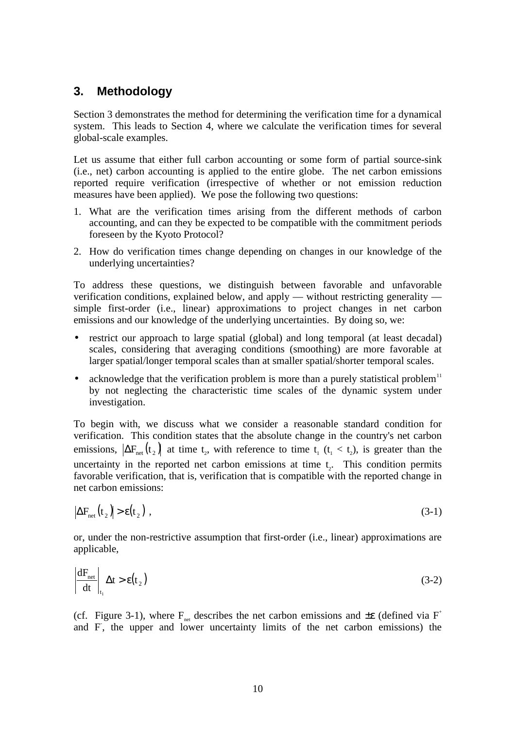## 3. Methodology

Section 3 demonstrates the method for determining the verification time for a dynamical system. This leads to Section 4, where we calculate the verification times for several global-scale examples.

Let us assume that either full carbon accounting or some form of partial source-sink (i.e., net) carbon accounting is applied to the entire globe. The net carbon emissions reported require verification (irrespective of whether or not emission reduction measures have been applied). We pose the following two questions:

1. What are the verification times arising from the different methods of carbon accounting, and can they be expected to be compatible with the commitment periods foreseen by the Kyoto Protocol?
2. How do verification times change depending on changes in our knowledge of the underlying uncertainties?

To address these questions, we distinguish between favorable and unfavorable verification conditions, explained below, and apply — without restricting generality — simple first-order (i.e., linear) approximations to project changes in net carbon emissions and our knowledge of the underlying uncertainties. By doing so, we:

- restrict our approach to large spatial (global) and long temporal (at least decadal) scales, considering that averaging conditions (smoothing) are more favorable at larger spatial/longer temporal scales than at smaller spatial/shorter temporal scales.
- acknowledge that the verification problem is more than a purely statistical problem[11] by not neglecting the characteristic time scales of the dynamic system under investigation.

To begin with, we discuss what we consider a reasonable standard condition for verification. This condition states that the absolute change in the country's net carbon emissions, $\left|\Delta F_{net}(t_2)\right|$ at time $t_2$, with reference to time $t_1$ ($t_1 < t_2$), is greater than the uncertainty in the reported net carbon emissions at time $t_2$. This condition permits favorable verification, that is, verification that is compatible with the reported change in net carbon emissions:

$$\left|\Delta F_{net}(t_2)\right| > \varepsilon(t_2) \; , \tag{3-1}$$

or, under the non-restrictive assumption that first-order (i.e., linear) approximations are applicable,

$$\left|\frac{dF_{net}}{dt}\right|_{t_1} \Delta t > \varepsilon(t_2) \tag{3-2}$$

(cf. Figure 3-1), where $F_{net}$ describes the net carbon emissions and $\pm\varepsilon$ (defined via $F^+$ and $F^-$, the upper and lower uncertainty limits of the net carbon emissions) the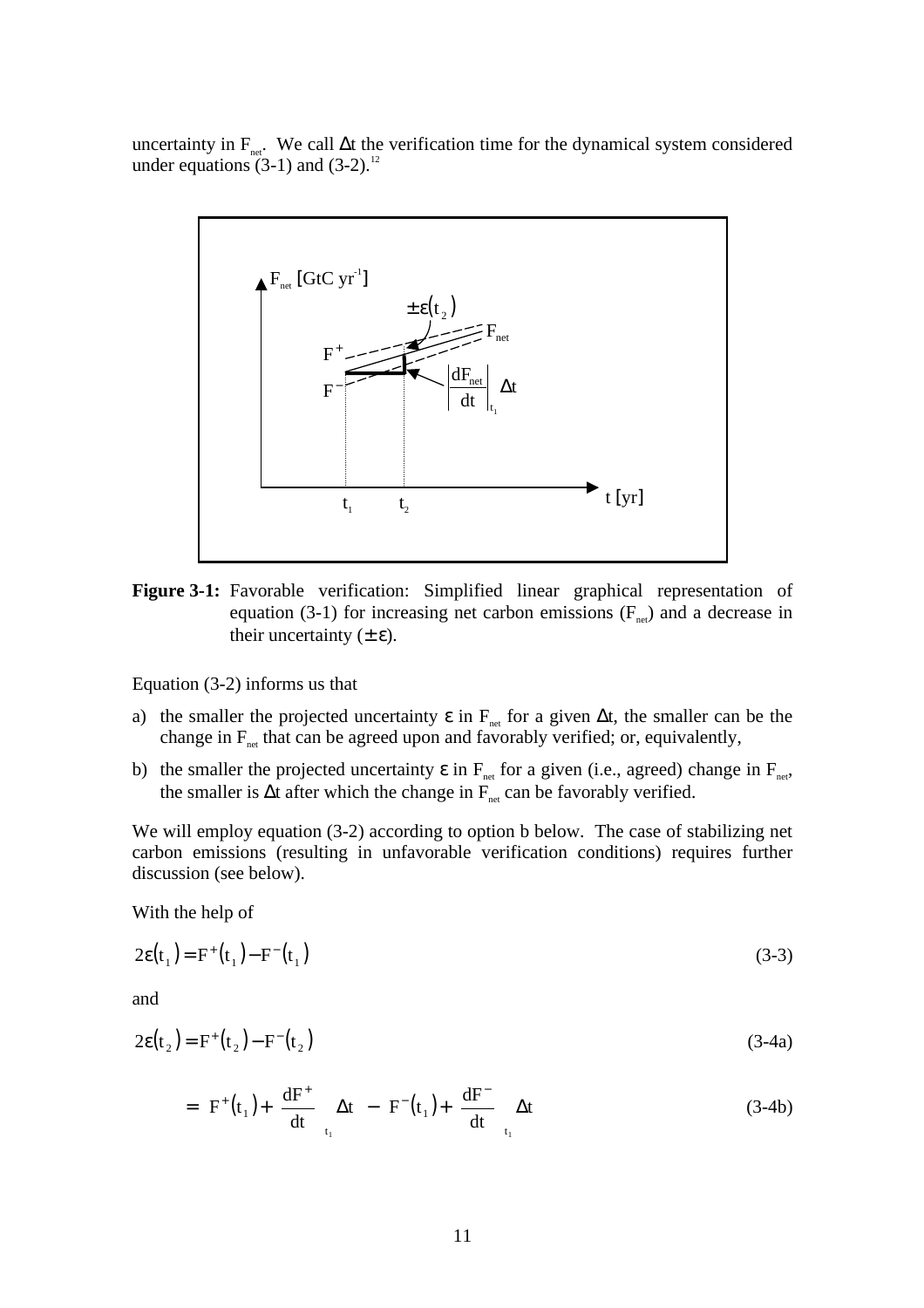uncertainty in $F_{net}$. We call $\Delta t$ the verification time for the dynamical system considered under equations (3-1) and (3-2).[12]

**Figure 3-1:** Favorable verification: Simplified linear graphical representation of equation (3-1) for increasing net carbon emissions ($F_{net}$) and a decrease in their uncertainty ($\pm\varepsilon$).

Equation (3-2) informs us that

a) the smaller the projected uncertainty $\varepsilon$ in $F_{net}$ for a given $\Delta t$, the smaller can be the change in $F_{net}$ that can be agreed upon and favorably verified; or, equivalently,

b) the smaller the projected uncertainty $\varepsilon$ in $F_{net}$ for a given (i.e., agreed) change in $F_{net}$, the smaller is $\Delta t$ after which the change in $F_{net}$ can be favorably verified.

We will employ equation (3-2) according to option b below. The case of stabilizing net carbon emissions (resulting in unfavorable verification conditions) requires further discussion (see below).

With the help of

$$2\varepsilon(t_1) = F^+(t_1) - F^-(t_1) \tag{3-3}$$

and

$$2\varepsilon(t_2) = F^+(t_2) - F^-(t_2) \tag{3-4a}$$

$$= \left[ F^+(t_1) + \left.\frac{dF^+}{dt}\right|_{t_1} \Delta t \right] - \left[ F^-(t_1) + \left.\frac{dF^-}{dt}\right|_{t_1} \Delta t \right] \tag{3-4b}$$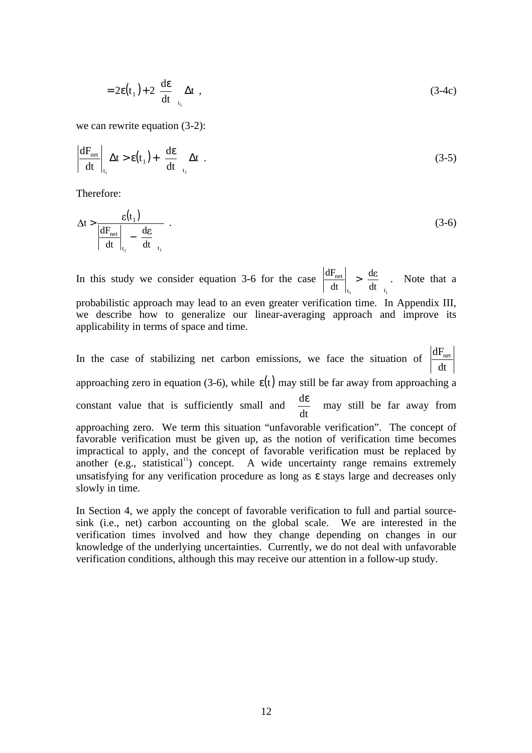$$= 2\varepsilon(t_1) + 2 \left.\frac{d\varepsilon}{dt}\right|_{t_1} \Delta t \ , \tag{3-4c}$$

we can rewrite equation (3-2):

$$\left|\frac{dF_{net}}{dt}\right|_{t_1} \Delta t > \varepsilon(t_1) + \left.\frac{d\varepsilon}{dt}\right|_{t_1} \Delta t \ . \tag{3-5}$$

Therefore:

$$\Delta t > \frac{\varepsilon(t_1)}{\left|\frac{dF_{net}}{dt}\right|_{t_1} - \left.\frac{d\varepsilon}{dt}\right|_{t_1}} \ . \tag{3-6}$$

In this study we consider equation 3-6 for the case $\left|\frac{dF_{net}}{dt}\right|_{t_1} > \left.\frac{d\varepsilon}{dt}\right|_{t_1}$. Note that a probabilistic approach may lead to an even greater verification time. In Appendix III, we describe how to generalize our linear-averaging approach and improve its applicability in terms of space and time.

In the case of stabilizing net carbon emissions, we face the situation of $\left|\frac{dF_{net}}{dt}\right|$ approaching zero in equation (3-6), while $\varepsilon(t)$ may still be far away from approaching a constant value that is sufficiently small and $\frac{d\varepsilon}{dt}$ may still be far away from approaching zero. We term this situation "unfavorable verification". The concept of favorable verification must be given up, as the notion of verification time becomes impractical to apply, and the concept of favorable verification must be replaced by another (e.g., statistical[11]) concept. A wide uncertainty range remains extremely unsatisfying for any verification procedure as long as $\varepsilon$ stays large and decreases only slowly in time.

In Section 4, we apply the concept of favorable verification to full and partial source-sink (i.e., net) carbon accounting on the global scale. We are interested in the verification times involved and how they change depending on changes in our knowledge of the underlying uncertainties. Currently, we do not deal with unfavorable verification conditions, although this may receive our attention in a follow-up study.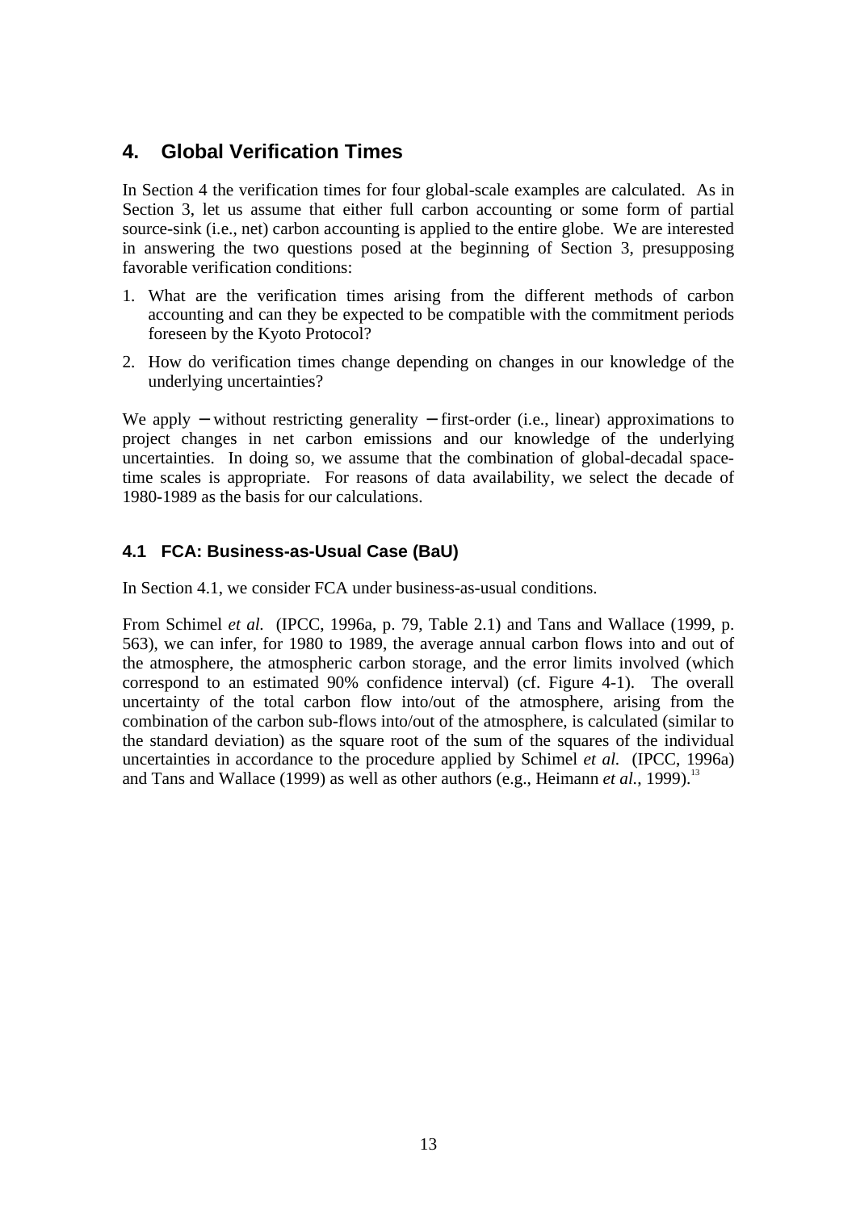# 4. Global Verification Times

In Section 4 the verification times for four global-scale examples are calculated. As in Section 3, let us assume that either full carbon accounting or some form of partial source-sink (i.e., net) carbon accounting is applied to the entire globe. We are interested in answering the two questions posed at the beginning of Section 3, presupposing favorable verification conditions:

1. What are the verification times arising from the different methods of carbon accounting and can they be expected to be compatible with the commitment periods foreseen by the Kyoto Protocol?
2. How do verification times change depending on changes in our knowledge of the underlying uncertainties?

We apply − without restricting generality − first-order (i.e., linear) approximations to project changes in net carbon emissions and our knowledge of the underlying uncertainties. In doing so, we assume that the combination of global-decadal space-time scales is appropriate. For reasons of data availability, we select the decade of 1980-1989 as the basis for our calculations.

## 4.1 FCA: Business-as-Usual Case (BaU)

In Section 4.1, we consider FCA under business-as-usual conditions.

From Schimel *et al.* (IPCC, 1996a, p. 79, Table 2.1) and Tans and Wallace (1999, p. 563), we can infer, for 1980 to 1989, the average annual carbon flows into and out of the atmosphere, the atmospheric carbon storage, and the error limits involved (which correspond to an estimated 90% confidence interval) (cf. Figure 4-1). The overall uncertainty of the total carbon flow into/out of the atmosphere, arising from the combination of the carbon sub-flows into/out of the atmosphere, is calculated (similar to the standard deviation) as the square root of the sum of the squares of the individual uncertainties in accordance to the procedure applied by Schimel *et al.* (IPCC, 1996a) and Tans and Wallace (1999) as well as other authors (e.g., Heimann *et al.*, 1999).[13]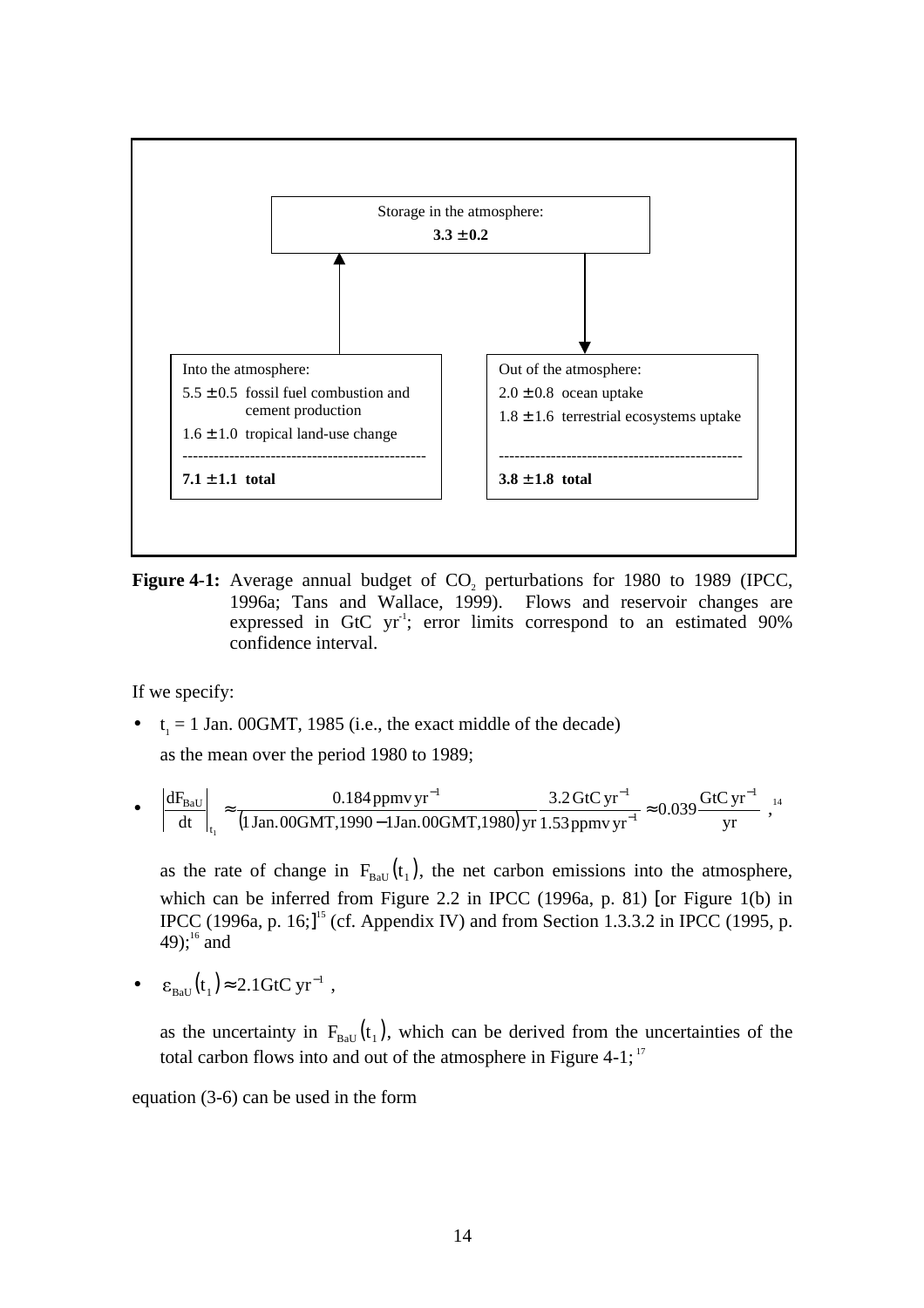Storage in the atmosphere:
**3.3 ± 0.2**

Into the atmosphere:
5.5 ± 0.5 fossil fuel combustion and cement production
1.6 ± 1.0 tropical land-use change
-----------------------------------------------
**7.1 ± 1.1 total**

Out of the atmosphere:
2.0 ± 0.8 ocean uptake
1.8 ± 1.6 terrestrial ecosystems uptake
-----------------------------------------------
**3.8 ± 1.8 total**

**Figure 4-1:** Average annual budget of $CO_2$ perturbations for 1980 to 1989 (IPCC, 1996a; Tans and Wallace, 1999). Flows and reservoir changes are expressed in GtC $yr^{-1}$; error limits correspond to an estimated 90% confidence interval.

If we specify:

- $t_1$ = 1 Jan. 00GMT, 1985 (i.e., the exact middle of the decade) as the mean over the period 1980 to 1989;

- $$\left|\frac{dF_{BaU}}{dt}\right|_{t_1} \approx \frac{0.184\,\text{ppmv}\,\text{yr}^{-1}}{(1\,\text{Jan.}00\text{GMT},1990 - 1\text{Jan.}00\text{GMT},1980)\,\text{yr}} \frac{3.2\,\text{GtC}\,\text{yr}^{-1}}{1.53\,\text{ppmv}\,\text{yr}^{-1}} \approx 0.039 \frac{\text{GtC}\,\text{yr}^{-1}}{\text{yr}}\,,$$ [14]

  as the rate of change in $F_{BaU}(t_1)$, the net carbon emissions into the atmosphere, which can be inferred from Figure 2.2 in IPCC (1996a, p. 81) [or Figure 1(b) in IPCC (1996a, p. 16;][15] (cf. Appendix IV) and from Section 1.3.3.2 in IPCC (1995, p. 49);[16] and

- $\varepsilon_{BaU}(t_1) \approx 2.1\text{GtC}\,\text{yr}^{-1}$ ,

  as the uncertainty in $F_{BaU}(t_1)$, which can be derived from the uncertainties of the total carbon flows into and out of the atmosphere in Figure 4-1;[17]

equation (3-6) can be used in the form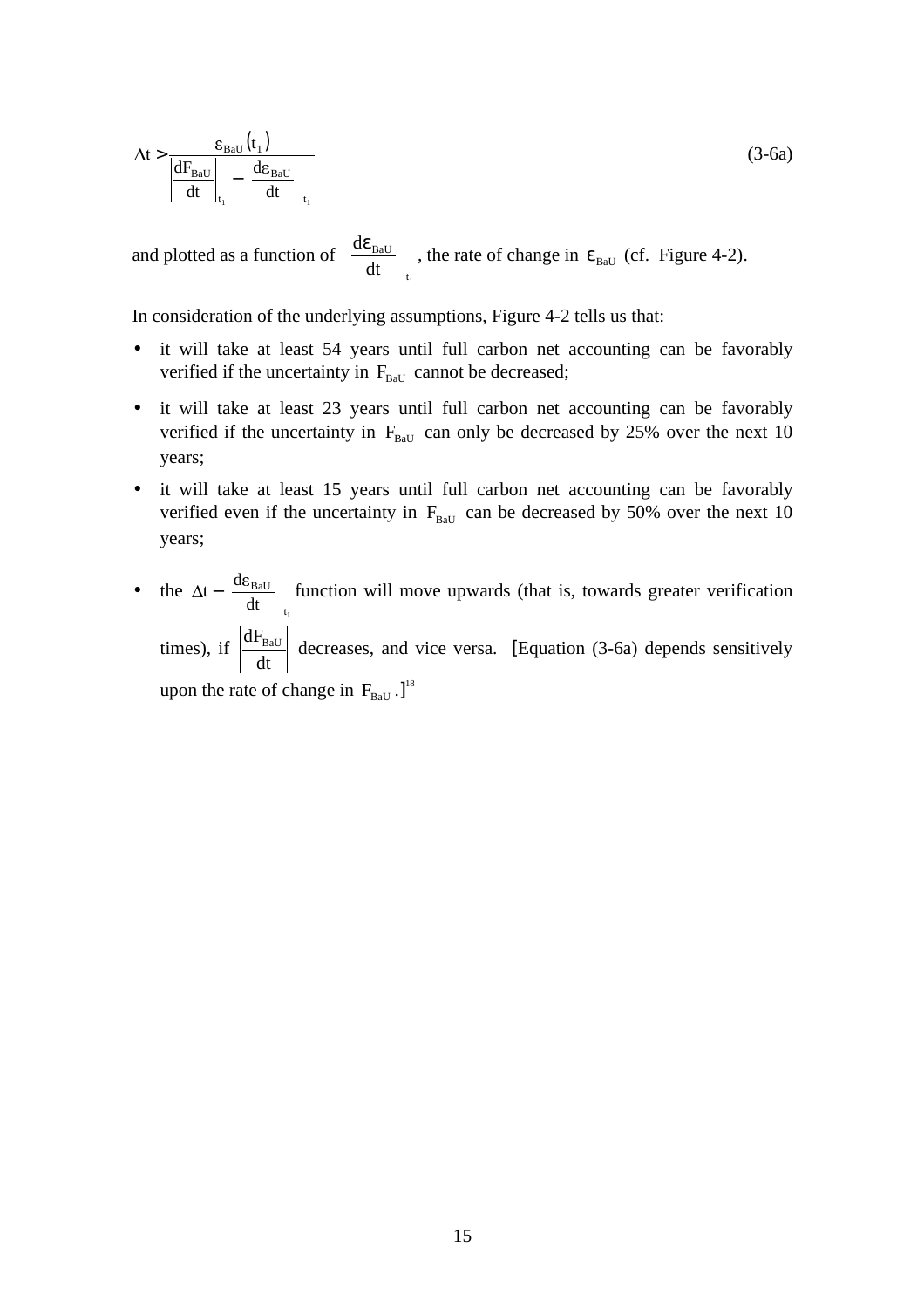$$\Delta t > \frac{\varepsilon_{BaU}(t_1)}{\left|\frac{dF_{BaU}}{dt}\right|_{t_1} - \left.\frac{d\varepsilon_{BaU}}{dt}\right|_{t_1}} \tag{3-6a}$$

and plotted as a function of $\left.\frac{d\varepsilon_{BaU}}{dt}\right|_{t_1}$, the rate of change in $\varepsilon_{BaU}$ (cf. Figure 4-2).

In consideration of the underlying assumptions, Figure 4-2 tells us that:

- it will take at least 54 years until full carbon net accounting can be favorably verified if the uncertainty in $F_{BaU}$ cannot be decreased;
- it will take at least 23 years until full carbon net accounting can be favorably verified if the uncertainty in $F_{BaU}$ can only be decreased by 25% over the next 10 years;
- it will take at least 15 years until full carbon net accounting can be favorably verified even if the uncertainty in $F_{BaU}$ can be decreased by 50% over the next 10 years;
- the $\Delta t - \left.\frac{d\varepsilon_{BaU}}{dt}\right|_{t_1}$ function will move upwards (that is, towards greater verification times), if $\left|\frac{dF_{BaU}}{dt}\right|$ decreases, and vice versa. [Equation (3-6a) depends sensitively upon the rate of change in $F_{BaU}$.][18]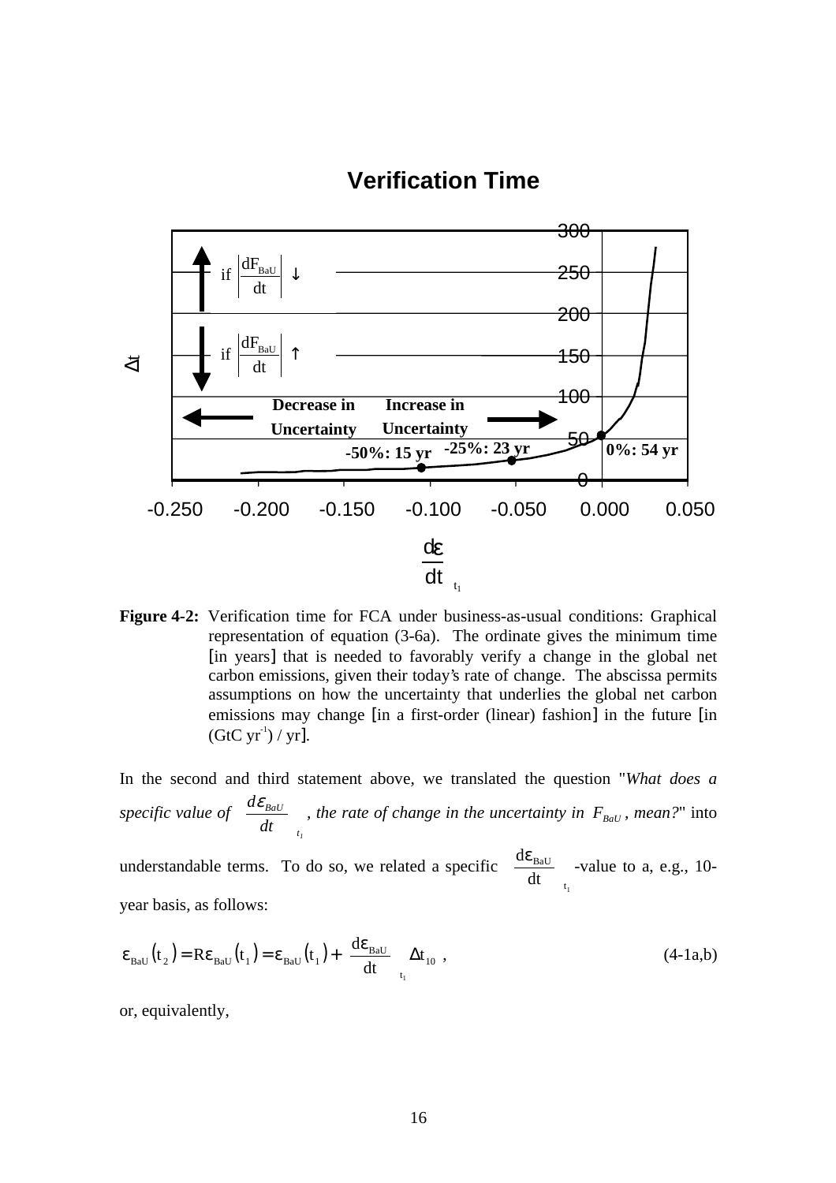**Verification Time**

**Figure 4-2:** Verification time for FCA under business-as-usual conditions: Graphical representation of equation (3-6a). The ordinate gives the minimum time [in years] that is needed to favorably verify a change in the global net carbon emissions, given their today's rate of change. The abscissa permits assumptions on how the uncertainty that underlies the global net carbon emissions may change [in a first-order (linear) fashion] in the future [in (GtC $yr^{-1}$) / yr].

In the second and third statement above, we translated the question "*What does a specific value of* $\left.\frac{d\varepsilon_{BaU}}{dt}\right|_{t_1}$ *, the rate of change in the uncertainty in* $F_{BaU}$ *, mean?*" into understandable terms. To do so, we related a specific $\left.\frac{d\varepsilon_{BaU}}{dt}\right|_{t_1}$ -value to a, e.g., 10-year basis, as follows:

$$\varepsilon_{BaU}(t_2) = R\varepsilon_{BaU}(t_1) = \varepsilon_{BaU}(t_1) + \left.\frac{d\varepsilon_{BaU}}{dt}\right|_{t_1} \Delta t_{10} \,, \tag{4-1a,b}$$

or, equivalently,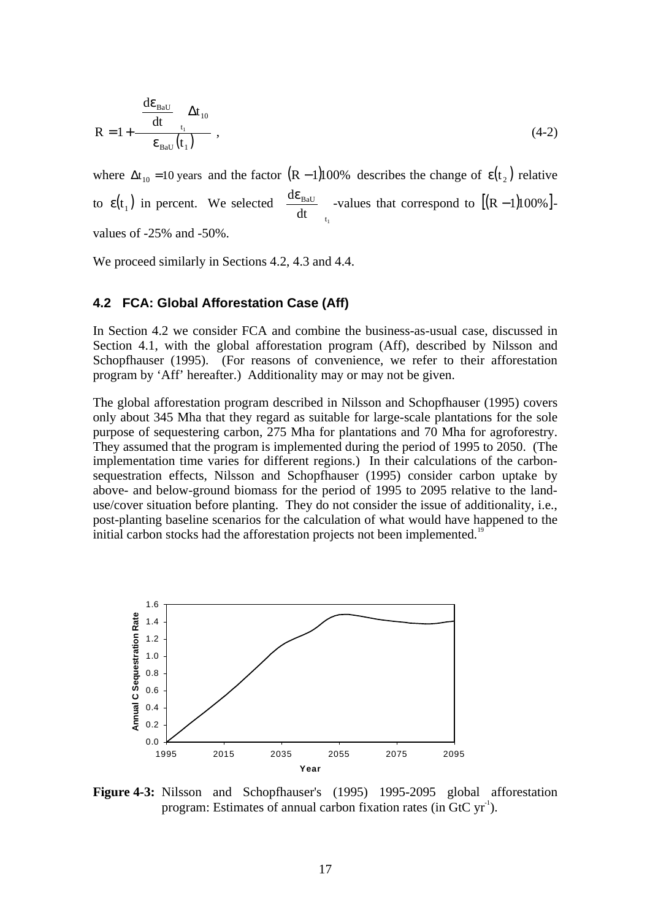$$R = 1 + \frac{\left.\frac{d\varepsilon_{BaU}}{dt}\right|_{t_1} \Delta t_{10}}{\varepsilon_{BaU}(t_1)} \ , \tag{4-2}$$

where $\Delta t_{10} = 10$ years and the factor $(R-1)100\%$ describes the change of $\varepsilon(t_2)$ relative to $\varepsilon(t_1)$ in percent. We selected $\left.\frac{d\varepsilon_{BaU}}{dt}\right|_{t_1}$ -values that correspond to $[(R-1)100\%]$-values of -25% and -50%.

We proceed similarly in Sections 4.2, 4.3 and 4.4.

### 4.2 FCA: Global Afforestation Case (Aff)

In Section 4.2 we consider FCA and combine the business-as-usual case, discussed in Section 4.1, with the global afforestation program (Aff), described by Nilsson and Schopfhauser (1995). (For reasons of convenience, we refer to their afforestation program by 'Aff' hereafter.) Additionality may or may not be given.

The global afforestation program described in Nilsson and Schopfhauser (1995) covers only about 345 Mha that they regard as suitable for large-scale plantations for the sole purpose of sequestering carbon, 275 Mha for plantations and 70 Mha for agroforestry. They assumed that the program is implemented during the period of 1995 to 2050. (The implementation time varies for different regions.) In their calculations of the carbon-sequestration effects, Nilsson and Schopfhauser (1995) consider carbon uptake by above- and below-ground biomass for the period of 1995 to 2095 relative to the land-use/cover situation before planting. They do not consider the issue of additionality, i.e., post-planting baseline scenarios for the calculation of what would have happened to the initial carbon stocks had the afforestation projects not been implemented.[19]

**Figure 4-3:** Nilsson and Schopfhauser's (1995) 1995-2095 global afforestation program: Estimates of annual carbon fixation rates (in GtC $yr^{-1}$).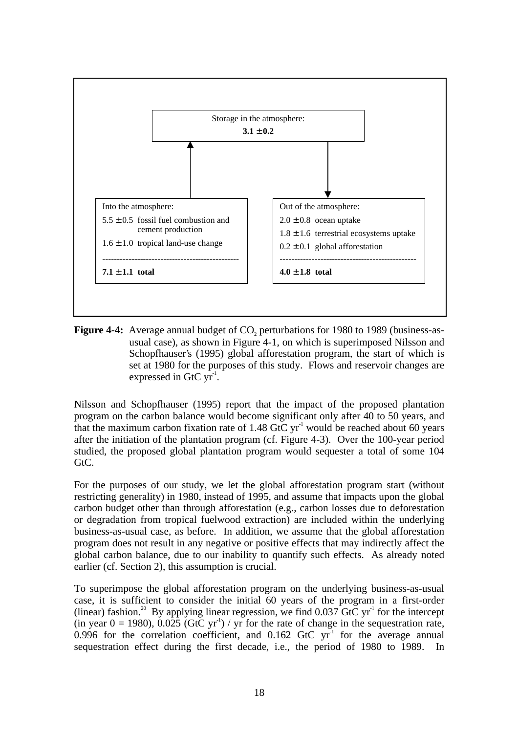Storage in the atmosphere:

**3.1 ± 0.2**

| Into the atmosphere: | Out of the atmosphere: |
|---|---|
| 5.5 ± 0.5 fossil fuel combustion and cement production | 2.0 ± 0.8 ocean uptake |
| 1.6 ± 1.0 tropical land-use change | 1.8 ± 1.6 terrestrial ecosystems uptake |
| | 0.2 ± 0.1 global afforestation |
| **7.1 ± 1.1 total** | **4.0 ± 1.8 total** |

**Figure 4-4:** Average annual budget of $CO_2$ perturbations for 1980 to 1989 (business-as-usual case), as shown in Figure 4-1, on which is superimposed Nilsson and Schopfhauser's (1995) global afforestation program, the start of which is set at 1980 for the purposes of this study. Flows and reservoir changes are expressed in GtC $yr^{-1}$.

Nilsson and Schopfhauser (1995) report that the impact of the proposed plantation program on the carbon balance would become significant only after 40 to 50 years, and that the maximum carbon fixation rate of 1.48 GtC $yr^{-1}$ would be reached about 60 years after the initiation of the plantation program (cf. Figure 4-3). Over the 100-year period studied, the proposed global plantation program would sequester a total of some 104 GtC.

For the purposes of our study, we let the global afforestation program start (without restricting generality) in 1980, instead of 1995, and assume that impacts upon the global carbon budget other than through afforestation (e.g., carbon losses due to deforestation or degradation from tropical fuelwood extraction) are included within the underlying business-as-usual case, as before. In addition, we assume that the global afforestation program does not result in any negative or positive effects that may indirectly affect the global carbon balance, due to our inability to quantify such effects. As already noted earlier (cf. Section 2), this assumption is crucial.

To superimpose the global afforestation program on the underlying business-as-usual case, it is sufficient to consider the initial 60 years of the program in a first-order (linear) fashion.[20] By applying linear regression, we find 0.037 GtC $yr^{-1}$ for the intercept (in year 0 = 1980), 0.025 (GtC $yr^{-1}$) / yr for the rate of change in the sequestration rate, 0.996 for the correlation coefficient, and 0.162 GtC $yr^{-1}$ for the average annual sequestration effect during the first decade, i.e., the period of 1980 to 1989. In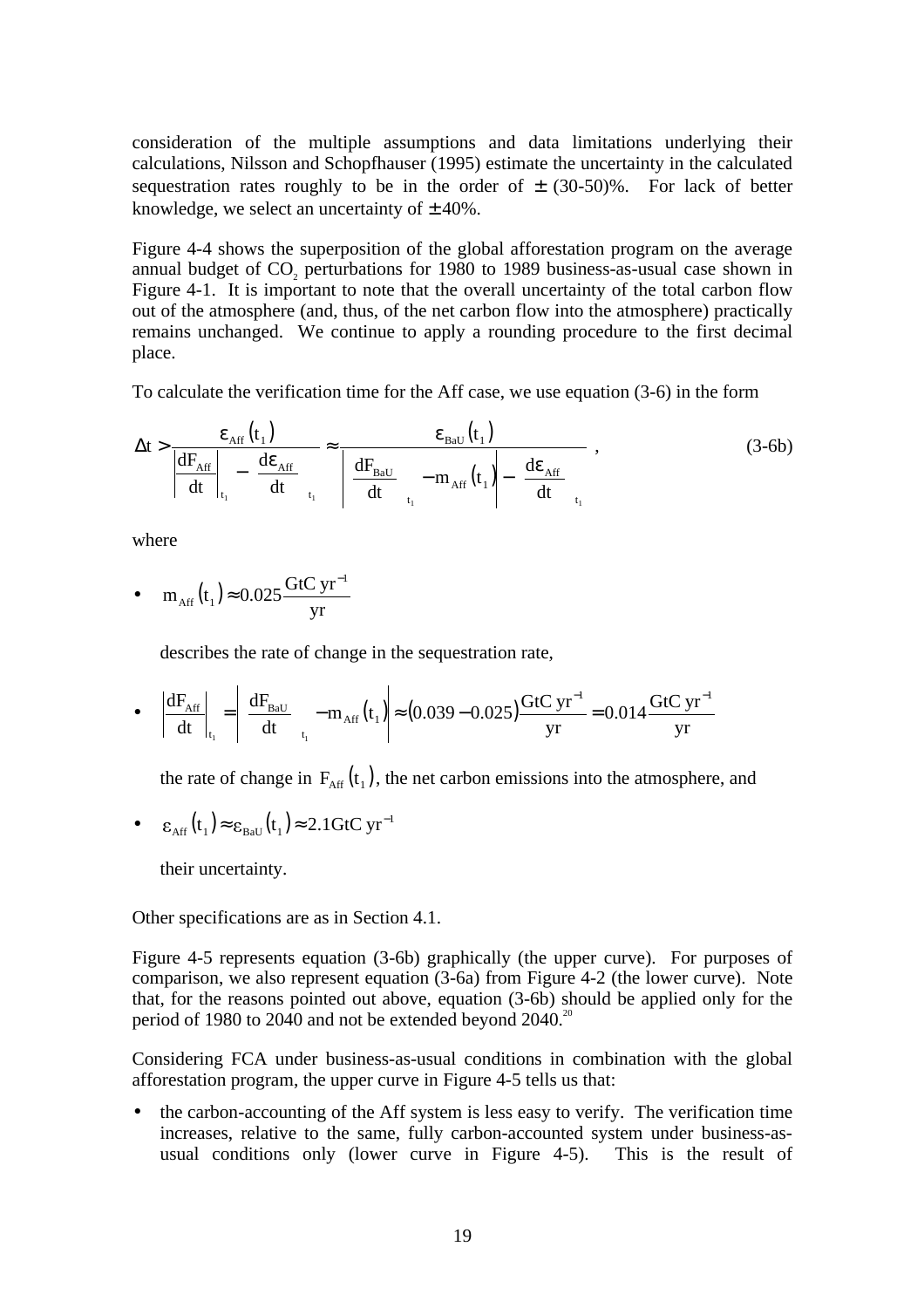consideration of the multiple assumptions and data limitations underlying their calculations, Nilsson and Schopfhauser (1995) estimate the uncertainty in the calculated sequestration rates roughly to be in the order of $\pm$ (30-50)%. For lack of better knowledge, we select an uncertainty of $\pm$40%.

Figure 4-4 shows the superposition of the global afforestation program on the average annual budget of $CO_2$ perturbations for 1980 to 1989 business-as-usual case shown in Figure 4-1. It is important to note that the overall uncertainty of the total carbon flow out of the atmosphere (and, thus, of the net carbon flow into the atmosphere) practically remains unchanged. We continue to apply a rounding procedure to the first decimal place.

To calculate the verification time for the Aff case, we use equation (3-6) in the form

$$\Delta t > \frac{\varepsilon_{Aff}(t_1)}{\left|\frac{dF_{Aff}}{dt}\right|_{t_1} - \left.\frac{d\varepsilon_{Aff}}{dt}\right|_{t_1}} \approx \frac{\varepsilon_{BaU}(t_1)}{\left|\left.\frac{dF_{BaU}}{dt}\right|_{t_1} - m_{Aff}(t_1)\right| - \left.\frac{d\varepsilon_{Aff}}{dt}\right|_{t_1}}, \tag{3-6b}$$

where

- $m_{Aff}(t_1) \approx 0.025 \frac{\text{GtC yr}^{-1}}{\text{yr}}$

  describes the rate of change in the sequestration rate,

- $\left|\frac{dF_{Aff}}{dt}\right|_{t_1} = \left|\left.\frac{dF_{BaU}}{dt}\right|_{t_1} - m_{Aff}(t_1)\right| \approx (0.039 - 0.025)\frac{\text{GtC yr}^{-1}}{\text{yr}} = 0.014\frac{\text{GtC yr}^{-1}}{\text{yr}}$

  the rate of change in $F_{Aff}(t_1)$, the net carbon emissions into the atmosphere, and

- $\varepsilon_{Aff}(t_1) \approx \varepsilon_{BaU}(t_1) \approx 2.1\text{GtC yr}^{-1}$

  their uncertainty.

Other specifications are as in Section 4.1.

Figure 4-5 represents equation (3-6b) graphically (the upper curve). For purposes of comparison, we also represent equation (3-6a) from Figure 4-2 (the lower curve). Note that, for the reasons pointed out above, equation (3-6b) should be applied only for the period of 1980 to 2040 and not be extended beyond 2040.[20]

Considering FCA under business-as-usual conditions in combination with the global afforestation program, the upper curve in Figure 4-5 tells us that:

- the carbon-accounting of the Aff system is less easy to verify. The verification time increases, relative to the same, fully carbon-accounted system under business-as-usual conditions only (lower curve in Figure 4-5). This is the result of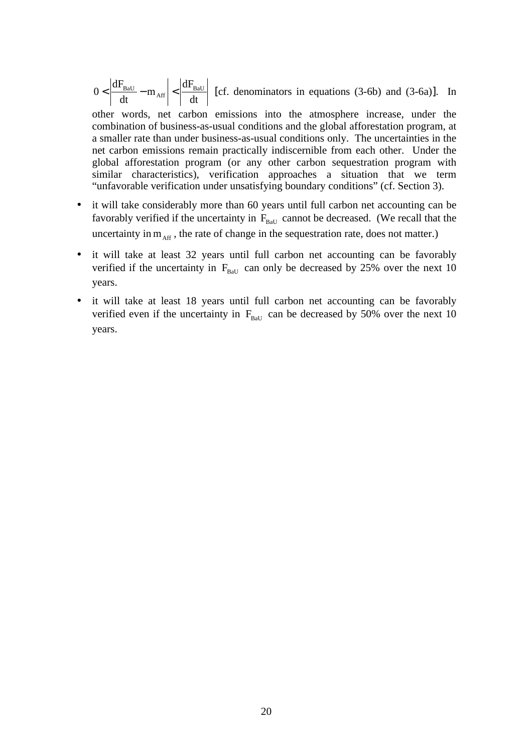$0 < \left| \frac{dF_{BaU}}{dt} - m_{Aff} \right| < \left| \frac{dF_{BaU}}{dt} \right|$ [cf. denominators in equations (3-6b) and (3-6a)]. In other words, net carbon emissions into the atmosphere increase, under the combination of business-as-usual conditions and the global afforestation program, at a smaller rate than under business-as-usual conditions only. The uncertainties in the net carbon emissions remain practically indiscernible from each other. Under the global afforestation program (or any other carbon sequestration program with similar characteristics), verification approaches a situation that we term "unfavorable verification under unsatisfying boundary conditions" (cf. Section 3).

- it will take considerably more than 60 years until full carbon net accounting can be favorably verified if the uncertainty in $F_{BaU}$ cannot be decreased. (We recall that the uncertainty in $m_{Aff}$, the rate of change in the sequestration rate, does not matter.)
- it will take at least 32 years until full carbon net accounting can be favorably verified if the uncertainty in $F_{BaU}$ can only be decreased by 25% over the next 10 years.
- it will take at least 18 years until full carbon net accounting can be favorably verified even if the uncertainty in $F_{BaU}$ can be decreased by 50% over the next 10 years.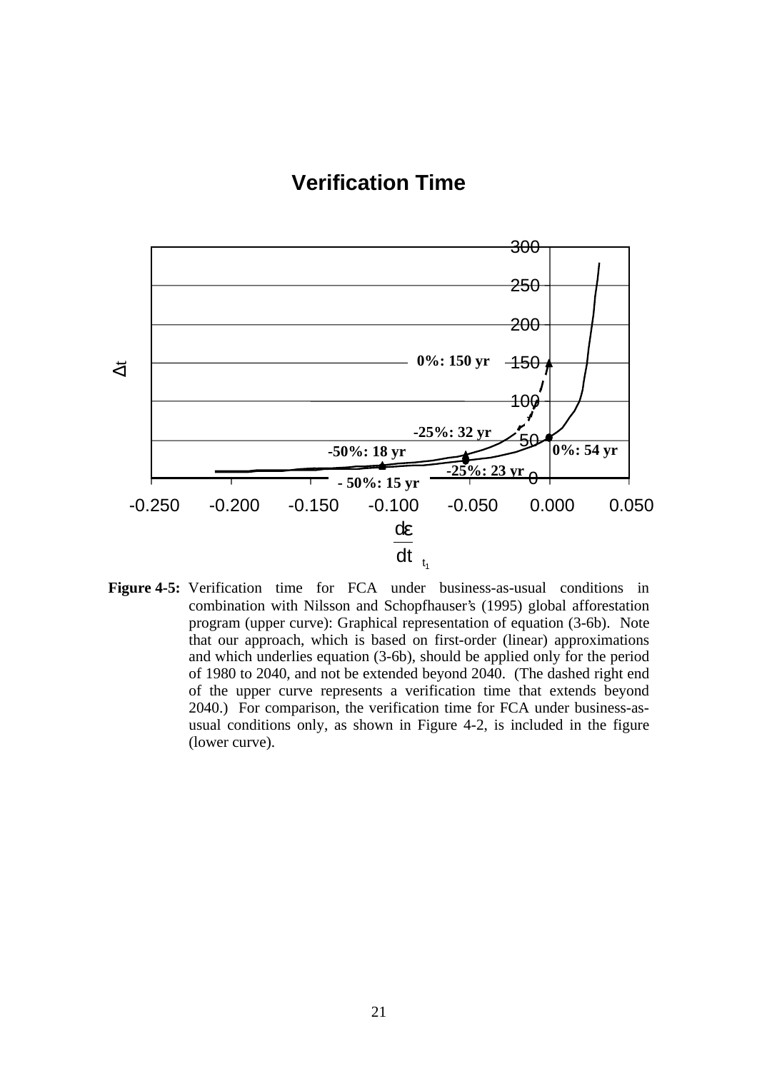**Verification Time**

**Figure 4-5:** Verification time for FCA under business-as-usual conditions in combination with Nilsson and Schopfhauser's (1995) global afforestation program (upper curve): Graphical representation of equation (3-6b). Note that our approach, which is based on first-order (linear) approximations and which underlies equation (3-6b), should be applied only for the period of 1980 to 2040, and not be extended beyond 2040. (The dashed right end of the upper curve represents a verification time that extends beyond 2040.) For comparison, the verification time for FCA under business-as-usual conditions only, as shown in Figure 4-2, is included in the figure (lower curve).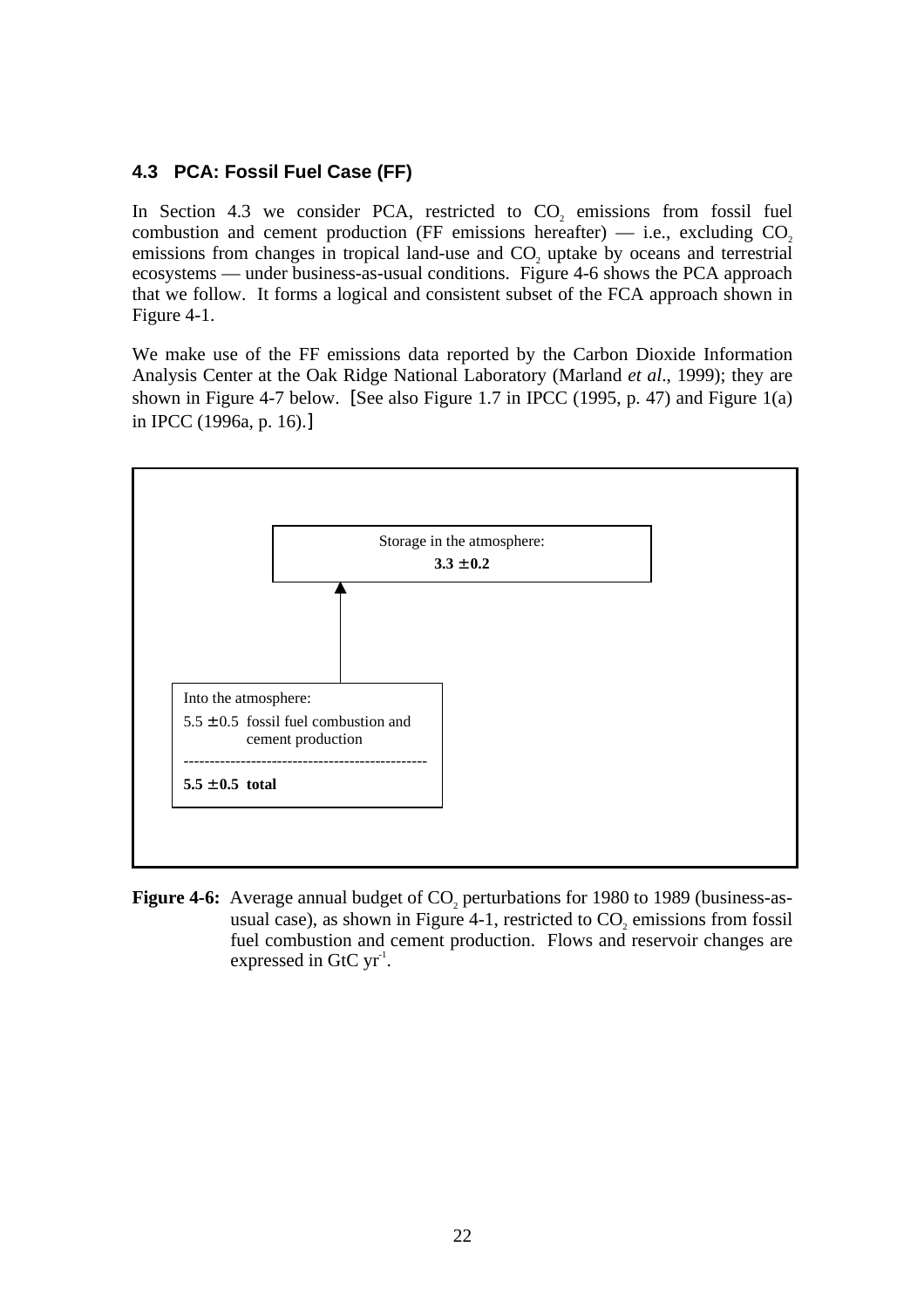### 4.3 PCA: Fossil Fuel Case (FF)

In Section 4.3 we consider PCA, restricted to $CO_2$ emissions from fossil fuel combustion and cement production (FF emissions hereafter) — i.e., excluding $CO_2$ emissions from changes in tropical land-use and $CO_2$ uptake by oceans and terrestrial ecosystems — under business-as-usual conditions. Figure 4-6 shows the PCA approach that we follow. It forms a logical and consistent subset of the FCA approach shown in Figure 4-1.

We make use of the FF emissions data reported by the Carbon Dioxide Information Analysis Center at the Oak Ridge National Laboratory (Marland *et al*., 1999); they are shown in Figure 4-7 below. [See also Figure 1.7 in IPCC (1995, p. 47) and Figure 1(a) in IPCC (1996a, p. 16).]

Storage in the atmosphere:
**3.3 ± 0.2**

Into the atmosphere:
5.5 ± 0.5 fossil fuel combustion and cement production
**5.5 ± 0.5 total**

**Figure 4-6:** Average annual budget of $CO_2$ perturbations for 1980 to 1989 (business-as-usual case), as shown in Figure 4-1, restricted to $CO_2$ emissions from fossil fuel combustion and cement production. Flows and reservoir changes are expressed in GtC $yr^{-1}$.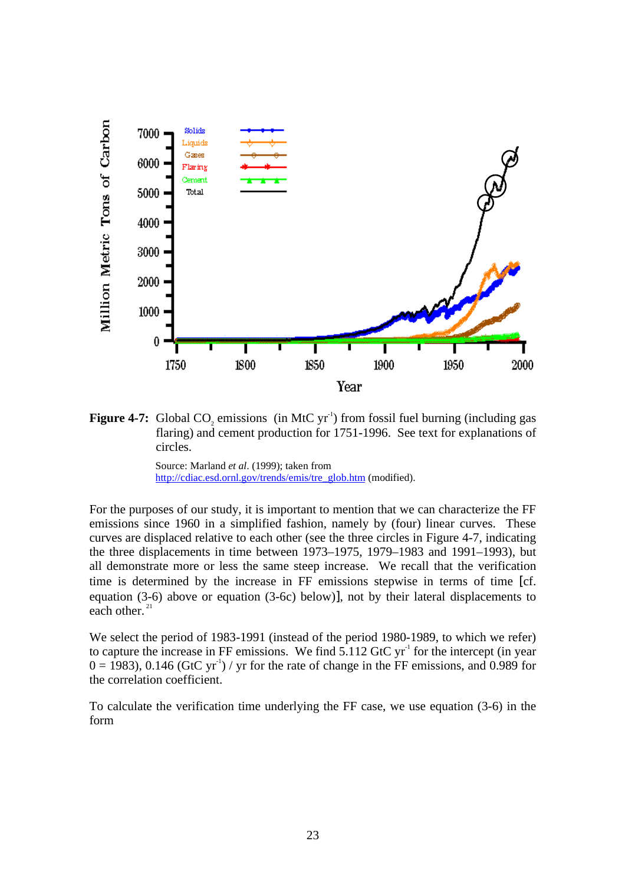**Figure 4-7:** Global $CO_2$ emissions (in MtC $yr^{-1}$) from fossil fuel burning (including gas flaring) and cement production for 1751-1996. See text for explanations of circles.

Source: Marland *et al*. (1999); taken from http://cdiac.esd.ornl.gov/trends/emis/tre_glob.htm (modified).

For the purposes of our study, it is important to mention that we can characterize the FF emissions since 1960 in a simplified fashion, namely by (four) linear curves. These curves are displaced relative to each other (see the three circles in Figure 4-7, indicating the three displacements in time between 1973–1975, 1979–1983 and 1991–1993), but all demonstrate more or less the same steep increase. We recall that the verification time is determined by the increase in FF emissions stepwise in terms of time [cf. equation (3-6) above or equation (3-6c) below)], not by their lateral displacements to each other.[21]

We select the period of 1983-1991 (instead of the period 1980-1989, to which we refer) to capture the increase in FF emissions. We find 5.112 GtC $yr^{-1}$ for the intercept (in year 0 = 1983), 0.146 (GtC $yr^{-1}$) / yr for the rate of change in the FF emissions, and 0.989 for the correlation coefficient.

To calculate the verification time underlying the FF case, we use equation (3-6) in the form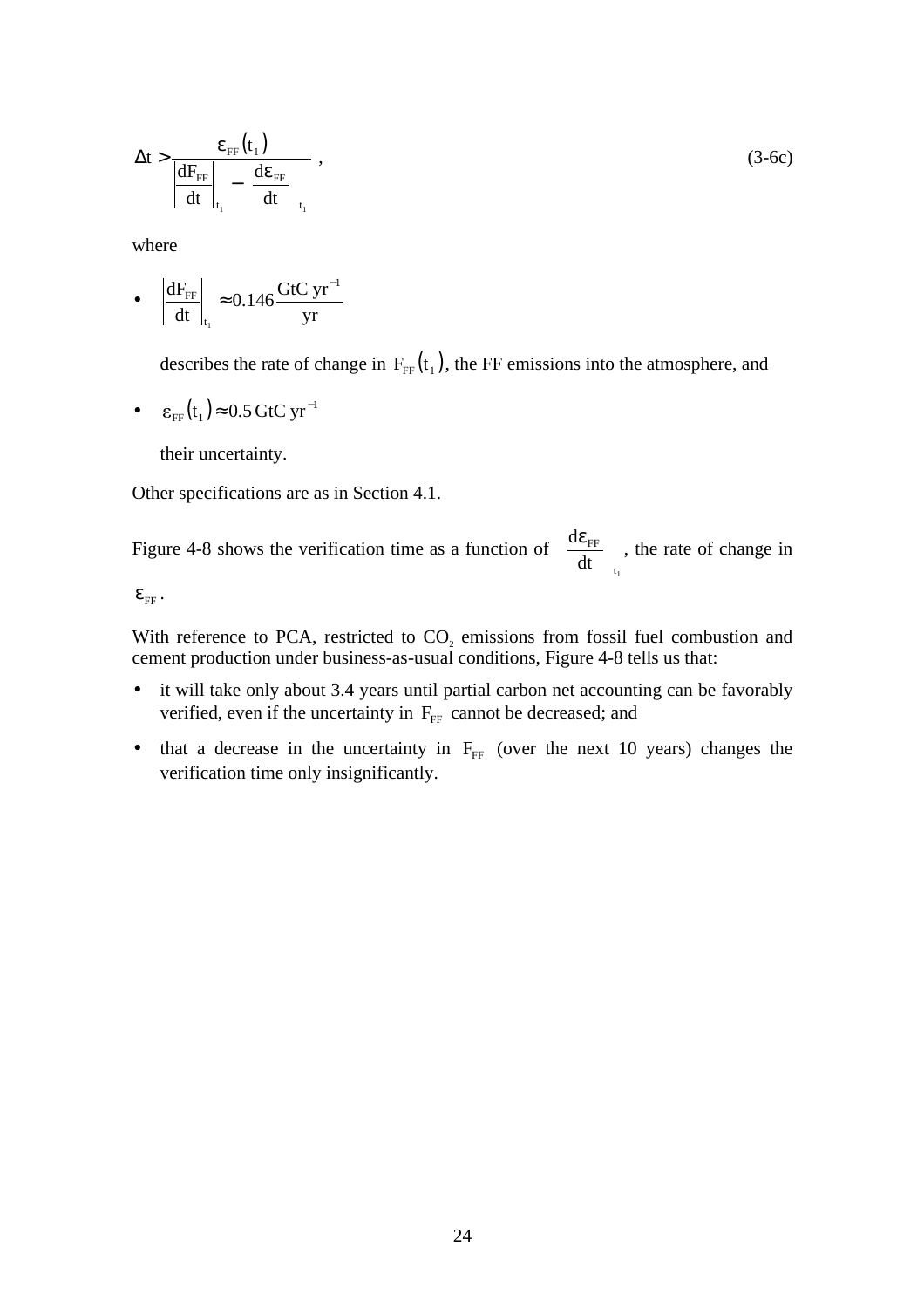$$\Delta t > \frac{\varepsilon_{FF}(t_1)}{\left|\frac{dF_{FF}}{dt}\right|_{t_1} - \left.\frac{d\varepsilon_{FF}}{dt}\right|_{t_1}}, \tag{3-6c}$$

where

- $\left|\frac{dF_{FF}}{dt}\right|_{t_1} \approx 0.146 \frac{\text{GtC yr}^{-1}}{\text{yr}}$

  describes the rate of change in $F_{FF}(t_1)$, the FF emissions into the atmosphere, and

- $\varepsilon_{FF}(t_1) \approx 0.5\,\text{GtC yr}^{-1}$

  their uncertainty.

Other specifications are as in Section 4.1.

Figure 4-8 shows the verification time as a function of $\left.\frac{d\varepsilon_{FF}}{dt}\right|_{t_1}$, the rate of change in $\varepsilon_{FF}$.

With reference to PCA, restricted to $CO_2$ emissions from fossil fuel combustion and cement production under business-as-usual conditions, Figure 4-8 tells us that:

- it will take only about 3.4 years until partial carbon net accounting can be favorably verified, even if the uncertainty in $F_{FF}$ cannot be decreased; and
- that a decrease in the uncertainty in $F_{FF}$ (over the next 10 years) changes the verification time only insignificantly.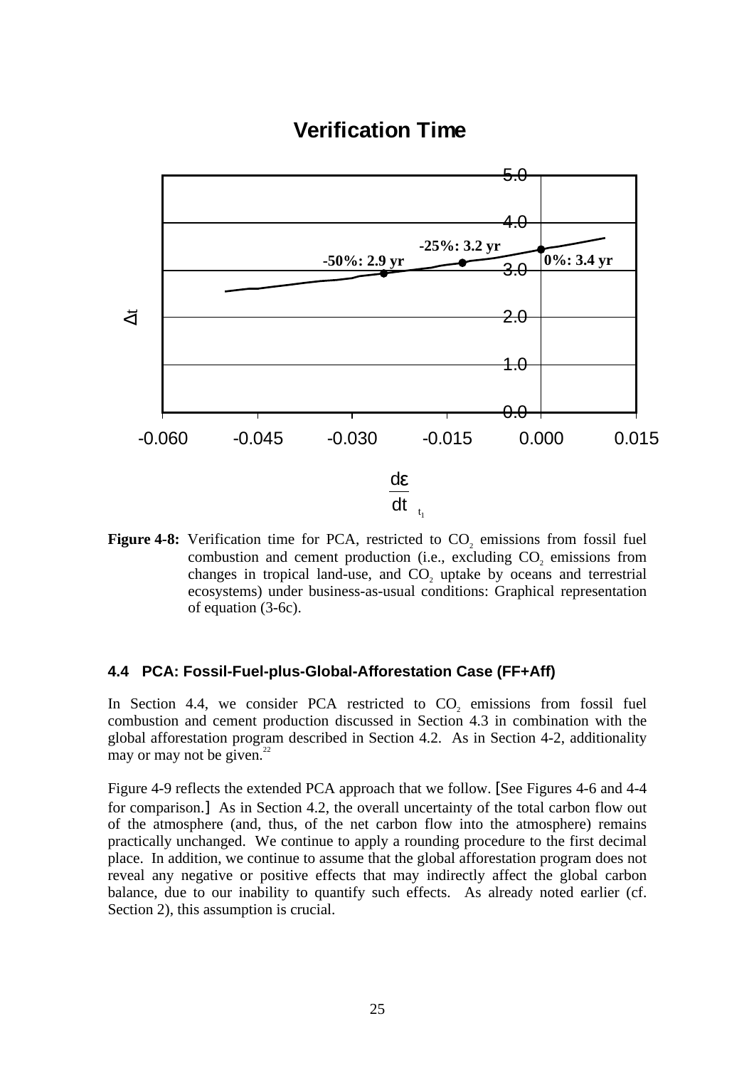**Verification Time**

**Figure 4-8:** Verification time for PCA, restricted to $CO_2$ emissions from fossil fuel combustion and cement production (i.e., excluding $CO_2$ emissions from changes in tropical land-use, and $CO_2$ uptake by oceans and terrestrial ecosystems) under business-as-usual conditions: Graphical representation of equation (3-6c).

### 4.4 PCA: Fossil-Fuel-plus-Global-Afforestation Case (FF+Aff)

In Section 4.4, we consider PCA restricted to $CO_2$ emissions from fossil fuel combustion and cement production discussed in Section 4.3 in combination with the global afforestation program described in Section 4.2. As in Section 4-2, additionality may or may not be given.[22]

Figure 4-9 reflects the extended PCA approach that we follow. [See Figures 4-6 and 4-4 for comparison.] As in Section 4.2, the overall uncertainty of the total carbon flow out of the atmosphere (and, thus, of the net carbon flow into the atmosphere) remains practically unchanged. We continue to apply a rounding procedure to the first decimal place. In addition, we continue to assume that the global afforestation program does not reveal any negative or positive effects that may indirectly affect the global carbon balance, due to our inability to quantify such effects. As already noted earlier (cf. Section 2), this assumption is crucial.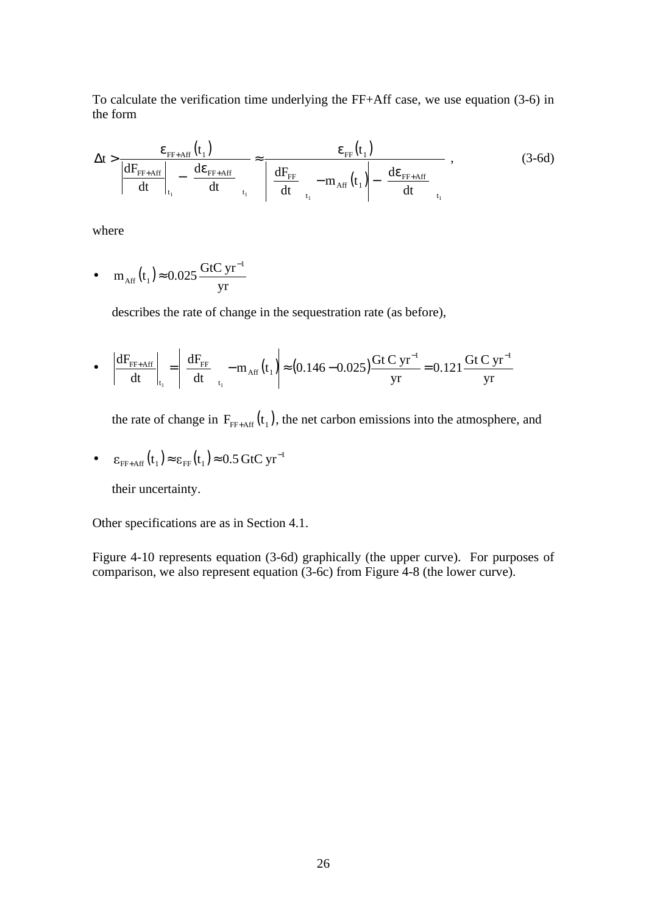To calculate the verification time underlying the FF+Aff case, we use equation (3-6) in the form

$$\Delta t > \frac{\varepsilon_{FF+Aff}(t_1)}{\left|\frac{dF_{FF+Aff}}{dt}\right|_{t_1} - \left.\frac{d\varepsilon_{FF+Aff}}{dt}\right|_{t_1}} \approx \frac{\varepsilon_{FF}(t_1)}{\left|\left.\frac{dF_{FF}}{dt}\right|_{t_1} - m_{Aff}(t_1)\right| - \left.\frac{d\varepsilon_{FF+Aff}}{dt}\right|_{t_1}} , \tag{3-6d}$$

where

- $m_{Aff}(t_1) \approx 0.025 \frac{\text{GtC yr}^{-1}}{\text{yr}}$

  describes the rate of change in the sequestration rate (as before),

- $\left|\frac{dF_{FF+Aff}}{dt}\right|_{t_1} = \left|\left.\frac{dF_{FF}}{dt}\right|_{t_1} - m_{Aff}(t_1)\right| \approx (0.146 - 0.025)\frac{\text{Gt C yr}^{-1}}{\text{yr}} = 0.121\frac{\text{Gt C yr}^{-1}}{\text{yr}}$

  the rate of change in $F_{FF+Aff}(t_1)$, the net carbon emissions into the atmosphere, and

- $\varepsilon_{FF+Aff}(t_1) \approx \varepsilon_{FF}(t_1) \approx 0.5\,\text{GtC yr}^{-1}$

  their uncertainty.

Other specifications are as in Section 4.1.

Figure 4-10 represents equation (3-6d) graphically (the upper curve). For purposes of comparison, we also represent equation (3-6c) from Figure 4-8 (the lower curve).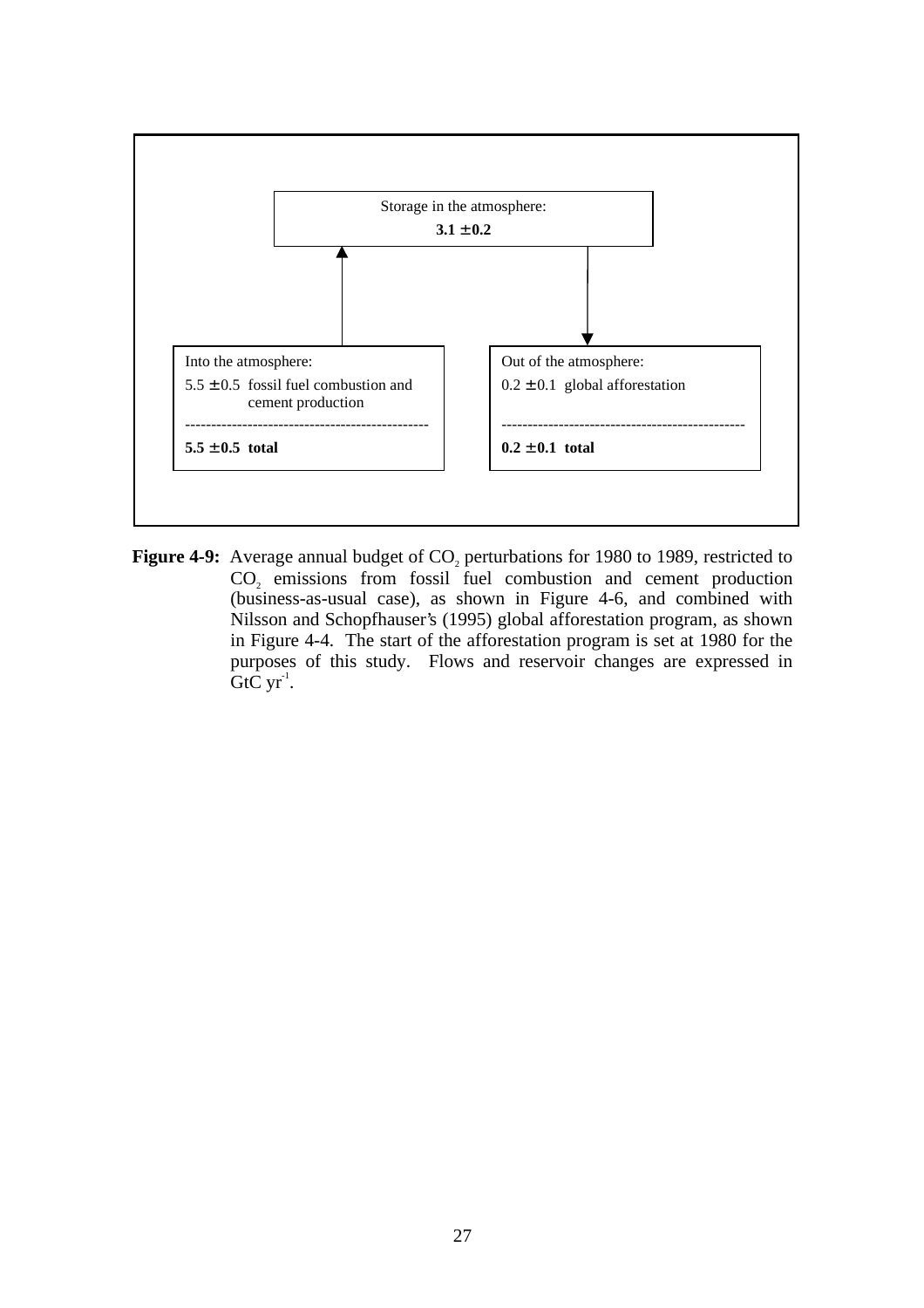Storage in the atmosphere:

**3.1 ± 0.2**

Into the atmosphere:

5.5 ± 0.5 fossil fuel combustion and cement production

----------------------------------------------

**5.5 ± 0.5 total**

Out of the atmosphere:

0.2 ± 0.1 global afforestation

----------------------------------------------

**0.2 ± 0.1 total**

**Figure 4-9:** Average annual budget of $CO_2$ perturbations for 1980 to 1989, restricted to $CO_2$ emissions from fossil fuel combustion and cement production (business-as-usual case), as shown in Figure 4-6, and combined with Nilsson and Schopfhauser's (1995) global afforestation program, as shown in Figure 4-4. The start of the afforestation program is set at 1980 for the purposes of this study. Flows and reservoir changes are expressed in GtC $yr^{-1}$.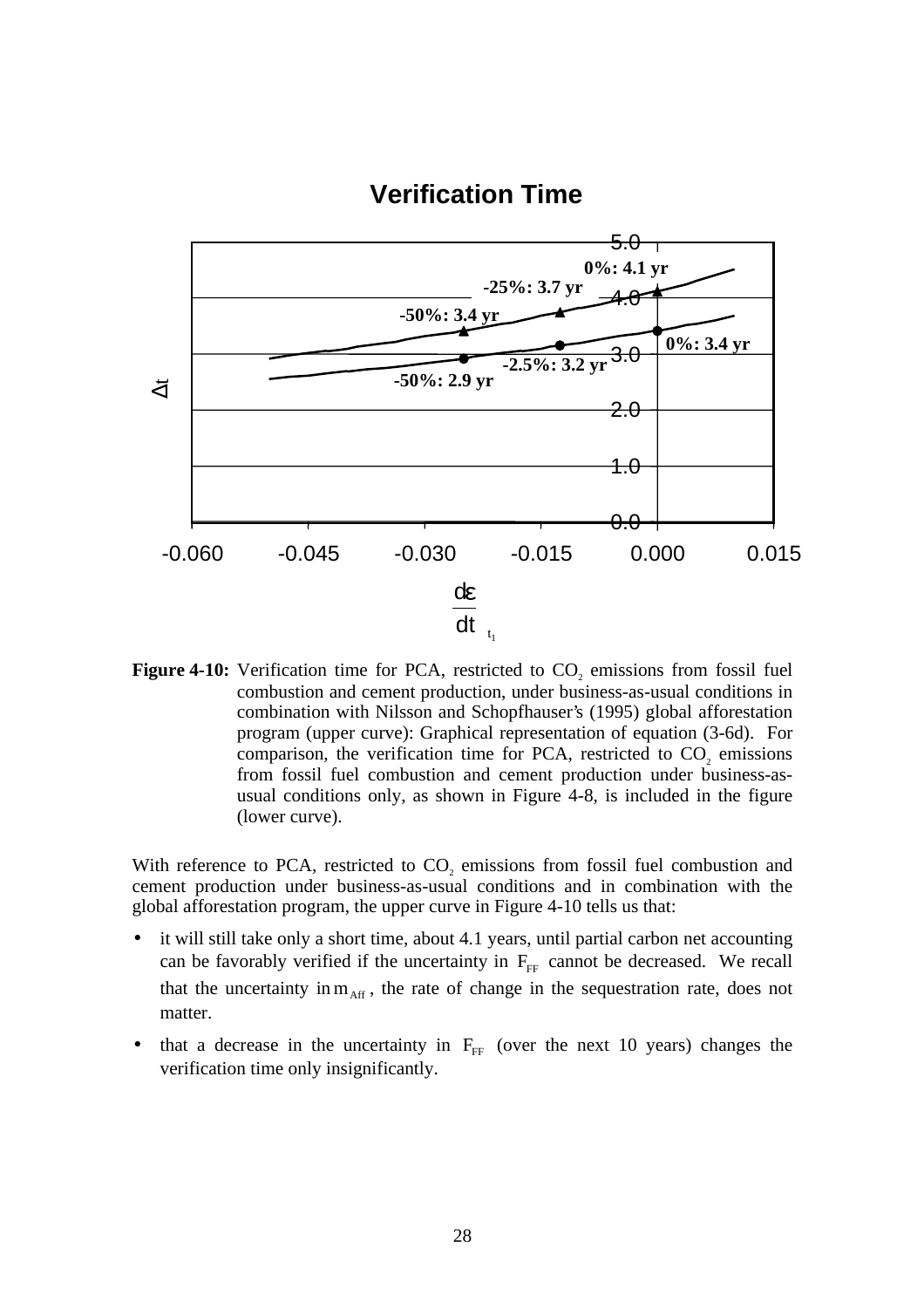**Verification Time**

**Figure 4-10:** Verification time for PCA, restricted to $CO_2$ emissions from fossil fuel combustion and cement production, under business-as-usual conditions in combination with Nilsson and Schopfhauser's (1995) global afforestation program (upper curve): Graphical representation of equation (3-6d). For comparison, the verification time for PCA, restricted to $CO_2$ emissions from fossil fuel combustion and cement production under business-as-usual conditions only, as shown in Figure 4-8, is included in the figure (lower curve).

With reference to PCA, restricted to $CO_2$ emissions from fossil fuel combustion and cement production under business-as-usual conditions and in combination with the global afforestation program, the upper curve in Figure 4-10 tells us that:

- it will still take only a short time, about 4.1 years, until partial carbon net accounting can be favorably verified if the uncertainty in $F_{FF}$ cannot be decreased. We recall that the uncertainty in $m_{Aff}$, the rate of change in the sequestration rate, does not matter.
- that a decrease in the uncertainty in $F_{FF}$ (over the next 10 years) changes the verification time only insignificantly.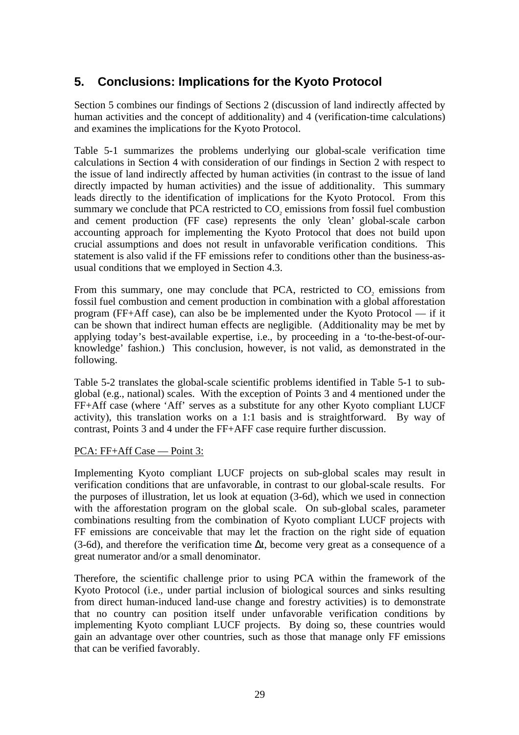## 5. Conclusions: Implications for the Kyoto Protocol

Section 5 combines our findings of Sections 2 (discussion of land indirectly affected by human activities and the concept of additionality) and 4 (verification-time calculations) and examines the implications for the Kyoto Protocol.

Table 5-1 summarizes the problems underlying our global-scale verification time calculations in Section 4 with consideration of our findings in Section 2 with respect to the issue of land indirectly affected by human activities (in contrast to the issue of land directly impacted by human activities) and the issue of additionality. This summary leads directly to the identification of implications for the Kyoto Protocol. From this summary we conclude that PCA restricted to $CO_2$ emissions from fossil fuel combustion and cement production (FF case) represents the only 'clean' global-scale carbon accounting approach for implementing the Kyoto Protocol that does not build upon crucial assumptions and does not result in unfavorable verification conditions. This statement is also valid if the FF emissions refer to conditions other than the business-as-usual conditions that we employed in Section 4.3.

From this summary, one may conclude that PCA, restricted to $CO_2$ emissions from fossil fuel combustion and cement production in combination with a global afforestation program (FF+Aff case), can also be be implemented under the Kyoto Protocol — if it can be shown that indirect human effects are negligible. (Additionality may be met by applying today's best-available expertise, i.e., by proceeding in a 'to-the-best-of-our-knowledge' fashion.) This conclusion, however, is not valid, as demonstrated in the following.

Table 5-2 translates the global-scale scientific problems identified in Table 5-1 to sub-global (e.g., national) scales. With the exception of Points 3 and 4 mentioned under the FF+Aff case (where 'Aff' serves as a substitute for any other Kyoto compliant LUCF activity), this translation works on a 1:1 basis and is straightforward. By way of contrast, Points 3 and 4 under the FF+AFF case require further discussion.

PCA: FF+Aff Case — Point 3:

Implementing Kyoto compliant LUCF projects on sub-global scales may result in verification conditions that are unfavorable, in contrast to our global-scale results. For the purposes of illustration, let us look at equation (3-6d), which we used in connection with the afforestation program on the global scale. On sub-global scales, parameter combinations resulting from the combination of Kyoto compliant LUCF projects with FF emissions are conceivable that may let the fraction on the right side of equation (3-6d), and therefore the verification time $\Delta t$, become very great as a consequence of a great numerator and/or a small denominator.

Therefore, the scientific challenge prior to using PCA within the framework of the Kyoto Protocol (i.e., under partial inclusion of biological sources and sinks resulting from direct human-induced land-use change and forestry activities) is to demonstrate that no country can position itself under unfavorable verification conditions by implementing Kyoto compliant LUCF projects. By doing so, these countries would gain an advantage over other countries, such as those that manage only FF emissions that can be verified favorably.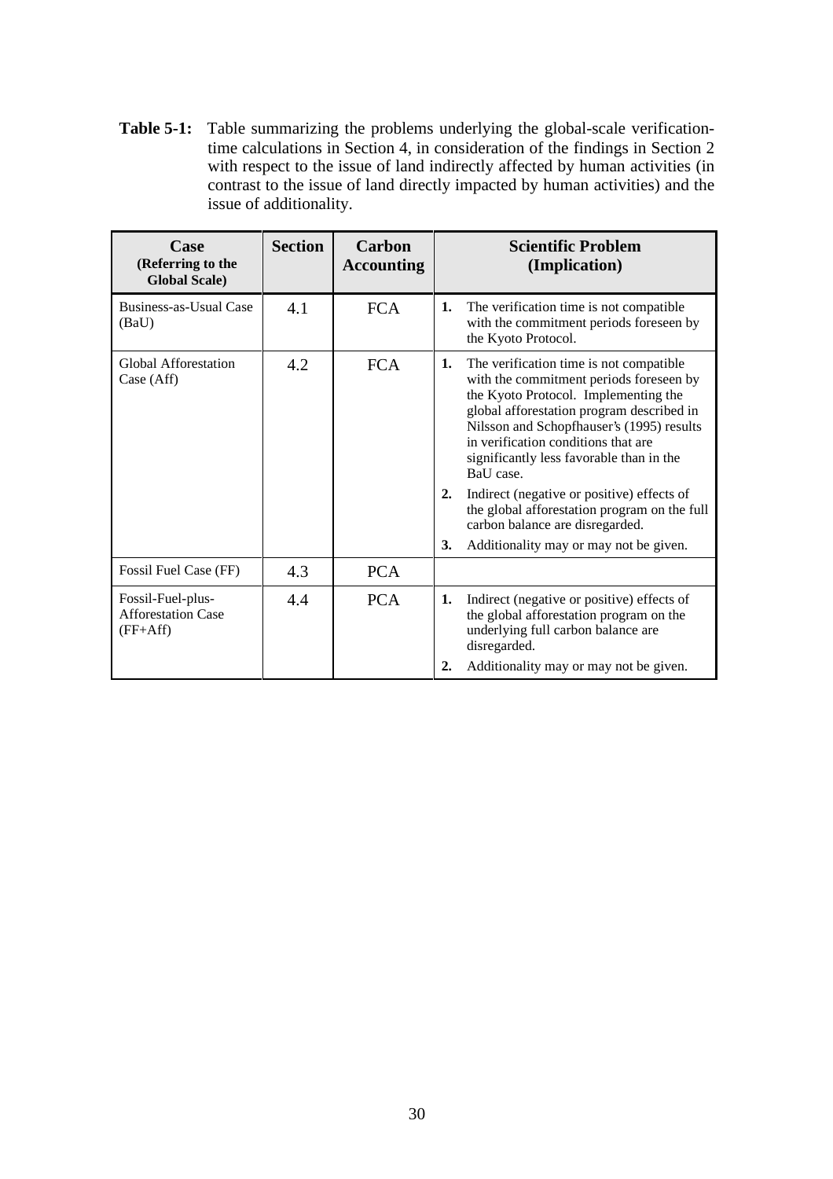**Table 5-1:** Table summarizing the problems underlying the global-scale verification-time calculations in Section 4, in consideration of the findings in Section 2 with respect to the issue of land indirectly affected by human activities (in contrast to the issue of land directly impacted by human activities) and the issue of additionality.

| Case (Referring to the Global Scale) | Section | Carbon Accounting | Scientific Problem (Implication) |
|---|---|---|---|
| Business-as-Usual Case (BaU) | 4.1 | FCA | **1.** The verification time is not compatible with the commitment periods foreseen by the Kyoto Protocol. |
| Global Afforestation Case (Aff) | 4.2 | FCA | **1.** The verification time is not compatible with the commitment periods foreseen by the Kyoto Protocol. Implementing the global afforestation program described in Nilsson and Schopfhauser's (1995) results in verification conditions that are significantly less favorable than in the BaU case. <br> **2.** Indirect (negative or positive) effects of the global afforestation program on the full carbon balance are disregarded. <br> **3.** Additionality may or may not be given. |
| Fossil Fuel Case (FF) | 4.3 | PCA | |
| Fossil-Fuel-plus-Afforestation Case (FF+Aff) | 4.4 | PCA | **1.** Indirect (negative or positive) effects of the global afforestation program on the underlying full carbon balance are disregarded. <br> **2.** Additionality may or may not be given. |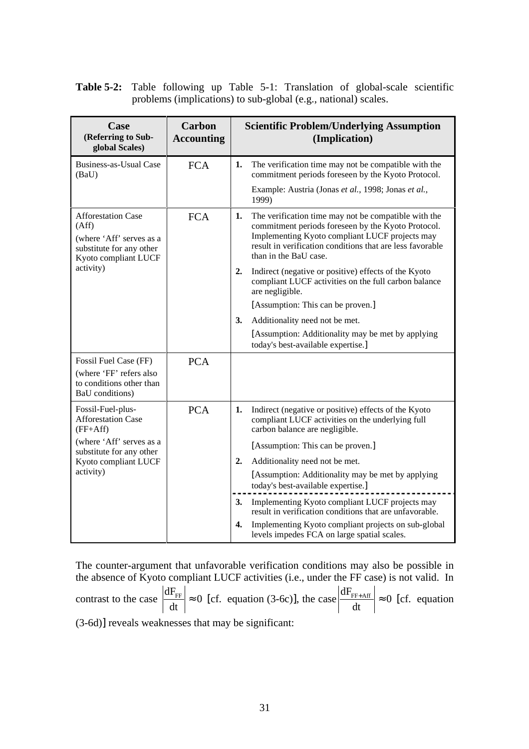**Table 5-2:** Table following up Table 5-1: Translation of global-scale scientific problems (implications) to sub-global (e.g., national) scales.

| Case (Referring to Sub-global Scales) | Carbon Accounting | Scientific Problem/Underlying Assumption (Implication) |
|---|---|---|
| Business-as-Usual Case (BaU) | FCA | **1.** The verification time may not be compatible with the commitment periods foreseen by the Kyoto Protocol. <br> Example: Austria (Jonas *et al.*, 1998; Jonas *et al.*, 1999) |
| Afforestation Case (Aff) <br> (where 'Aff' serves as a substitute for any other Kyoto compliant LUCF activity) | FCA | **1.** The verification time may not be compatible with the commitment periods foreseen by the Kyoto Protocol. Implementing Kyoto compliant LUCF projects may result in verification conditions that are less favorable than in the BaU case. <br> **2.** Indirect (negative or positive) effects of the Kyoto compliant LUCF activities on the full carbon balance are negligible. <br> [Assumption: This can be proven.] <br> **3.** Additionality need not be met. <br> [Assumption: Additionality may be met by applying today's best-available expertise.] |
| Fossil Fuel Case (FF) <br> (where 'FF' refers also to conditions other than BaU conditions) | PCA | |
| Fossil-Fuel-plus-Afforestation Case (FF+Aff) <br> (where 'Aff' serves as a substitute for any other Kyoto compliant LUCF activity) | PCA | **1.** Indirect (negative or positive) effects of the Kyoto compliant LUCF activities on the underlying full carbon balance are negligible. <br> [Assumption: This can be proven.] <br> **2.** Additionality need not be met. <br> [Assumption: Additionality may be met by applying today's best-available expertise.] <br> - - - - - - - - - - <br> **3.** Implementing Kyoto compliant LUCF projects may result in verification conditions that are unfavorable. <br> **4.** Implementing Kyoto compliant projects on sub-global levels impedes FCA on large spatial scales. |

The counter-argument that unfavorable verification conditions may also be possible in the absence of Kyoto compliant LUCF activities (i.e., under the FF case) is not valid. In contrast to the case $\left|\frac{dF_{FF}}{dt}\right| \approx 0$ [cf. equation (3-6c)], the case $\left|\frac{dF_{FF+Aff}}{dt}\right| \approx 0$ [cf. equation (3-6d)] reveals weaknesses that may be significant: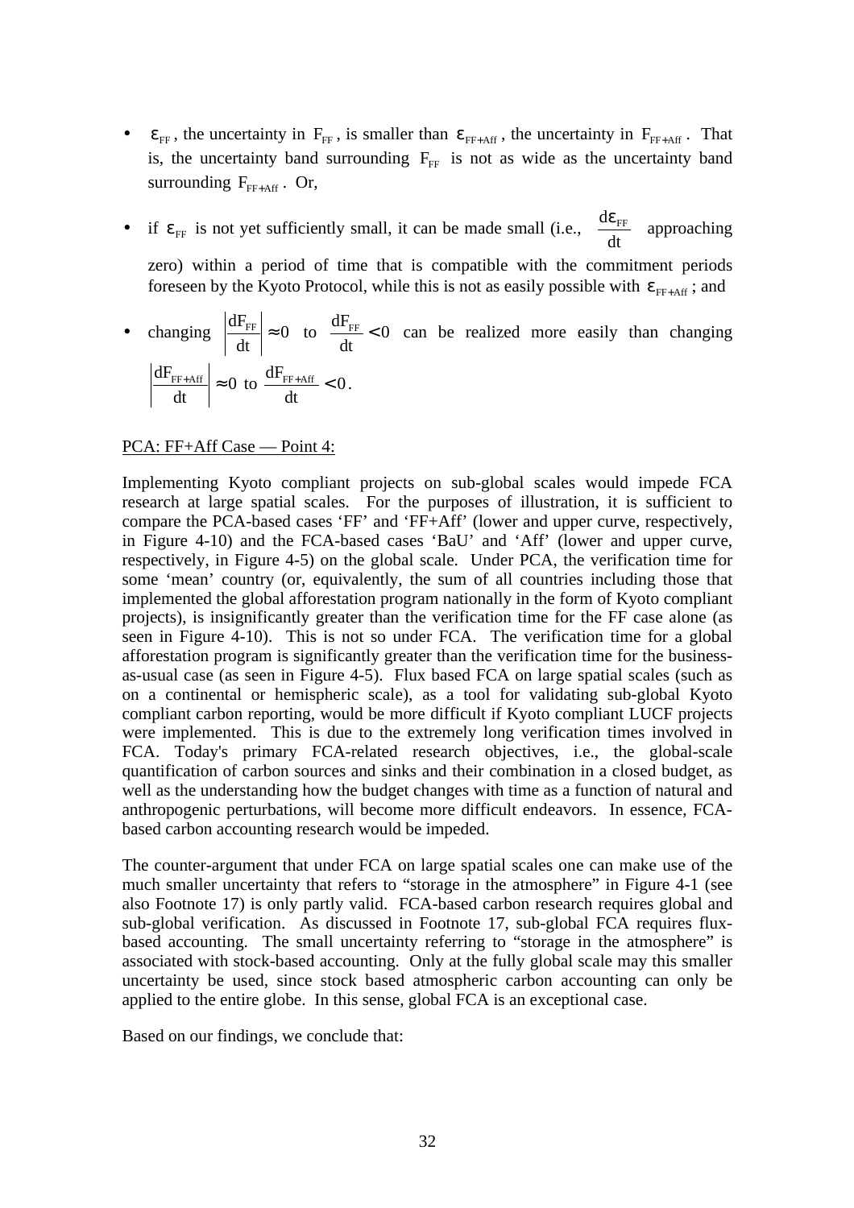- $\varepsilon_{FF}$, the uncertainty in $F_{FF}$, is smaller than $\varepsilon_{FF+Aff}$, the uncertainty in $F_{FF+Aff}$. That is, the uncertainty band surrounding $F_{FF}$ is not as wide as the uncertainty band surrounding $F_{FF+Aff}$. Or,

- if $\varepsilon_{FF}$ is not yet sufficiently small, it can be made small (i.e., $\frac{d\varepsilon_{FF}}{dt}$ approaching zero) within a period of time that is compatible with the commitment periods foreseen by the Kyoto Protocol, while this is not as easily possible with $\varepsilon_{FF+Aff}$; and

- changing $\left|\frac{dF_{FF}}{dt}\right| \approx 0$ to $\frac{dF_{FF}}{dt} < 0$ can be realized more easily than changing $\left|\frac{dF_{FF+Aff}}{dt}\right| \approx 0$ to $\frac{dF_{FF+Aff}}{dt} < 0$.

PCA: FF+Aff Case — Point 4:

Implementing Kyoto compliant projects on sub-global scales would impede FCA research at large spatial scales. For the purposes of illustration, it is sufficient to compare the PCA-based cases 'FF' and 'FF+Aff' (lower and upper curve, respectively, in Figure 4-10) and the FCA-based cases 'BaU' and 'Aff' (lower and upper curve, respectively, in Figure 4-5) on the global scale. Under PCA, the verification time for some 'mean' country (or, equivalently, the sum of all countries including those that implemented the global afforestation program nationally in the form of Kyoto compliant projects), is insignificantly greater than the verification time for the FF case alone (as seen in Figure 4-10). This is not so under FCA. The verification time for a global afforestation program is significantly greater than the verification time for the business-as-usual case (as seen in Figure 4-5). Flux based FCA on large spatial scales (such as on a continental or hemispheric scale), as a tool for validating sub-global Kyoto compliant carbon reporting, would be more difficult if Kyoto compliant LUCF projects were implemented. This is due to the extremely long verification times involved in FCA. Today's primary FCA-related research objectives, i.e., the global-scale quantification of carbon sources and sinks and their combination in a closed budget, as well as the understanding how the budget changes with time as a function of natural and anthropogenic perturbations, will become more difficult endeavors. In essence, FCA-based carbon accounting research would be impeded.

The counter-argument that under FCA on large spatial scales one can make use of the much smaller uncertainty that refers to "storage in the atmosphere" in Figure 4-1 (see also Footnote 17) is only partly valid. FCA-based carbon research requires global and sub-global verification. As discussed in Footnote 17, sub-global FCA requires flux-based accounting. The small uncertainty referring to "storage in the atmosphere" is associated with stock-based accounting. Only at the fully global scale may this smaller uncertainty be used, since stock based atmospheric carbon accounting can only be applied to the entire globe. In this sense, global FCA is an exceptional case.

Based on our findings, we conclude that: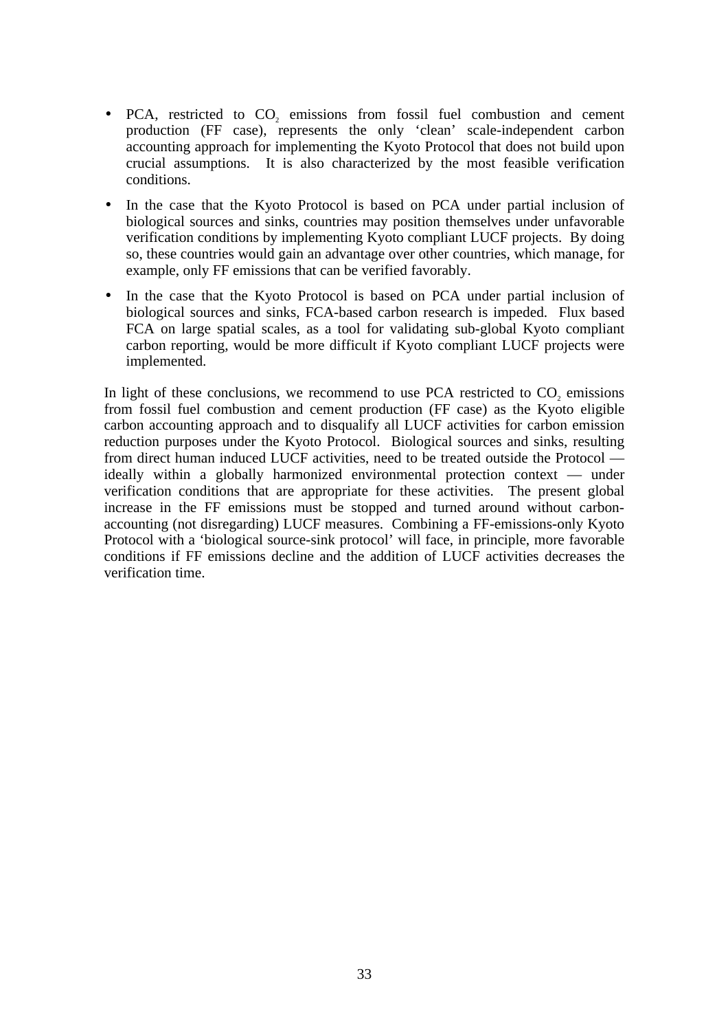- PCA, restricted to $CO_2$ emissions from fossil fuel combustion and cement production (FF case), represents the only 'clean' scale-independent carbon accounting approach for implementing the Kyoto Protocol that does not build upon crucial assumptions. It is also characterized by the most feasible verification conditions.
- In the case that the Kyoto Protocol is based on PCA under partial inclusion of biological sources and sinks, countries may position themselves under unfavorable verification conditions by implementing Kyoto compliant LUCF projects. By doing so, these countries would gain an advantage over other countries, which manage, for example, only FF emissions that can be verified favorably.
- In the case that the Kyoto Protocol is based on PCA under partial inclusion of biological sources and sinks, FCA-based carbon research is impeded. Flux based FCA on large spatial scales, as a tool for validating sub-global Kyoto compliant carbon reporting, would be more difficult if Kyoto compliant LUCF projects were implemented.

In light of these conclusions, we recommend to use PCA restricted to $CO_2$ emissions from fossil fuel combustion and cement production (FF case) as the Kyoto eligible carbon accounting approach and to disqualify all LUCF activities for carbon emission reduction purposes under the Kyoto Protocol. Biological sources and sinks, resulting from direct human induced LUCF activities, need to be treated outside the Protocol — ideally within a globally harmonized environmental protection context — under verification conditions that are appropriate for these activities. The present global increase in the FF emissions must be stopped and turned around without carbon-accounting (not disregarding) LUCF measures. Combining a FF-emissions-only Kyoto Protocol with a 'biological source-sink protocol' will face, in principle, more favorable conditions if FF emissions decline and the addition of LUCF activities decreases the verification time.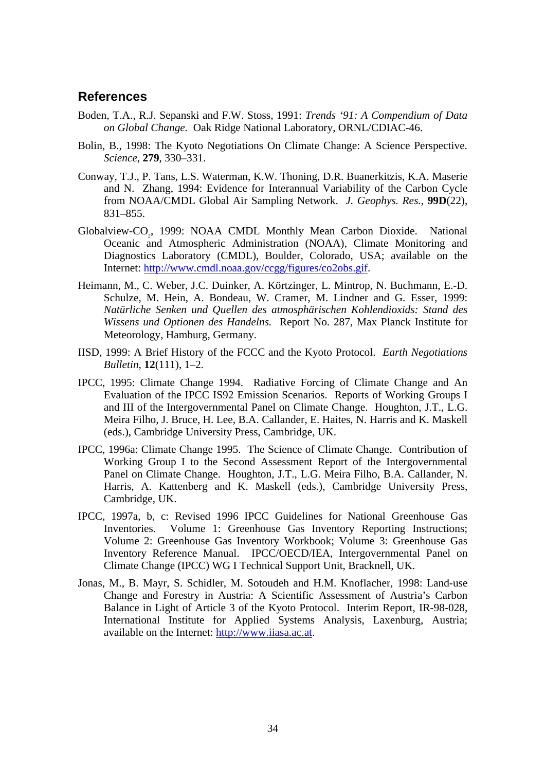## References

Boden, T.A., R.J. Sepanski and F.W. Stoss, 1991: *Trends '91: A Compendium of Data on Global Change.* Oak Ridge National Laboratory, ORNL/CDIAC-46.

Bolin, B., 1998: The Kyoto Negotiations On Climate Change: A Science Perspective. *Science*, **279**, 330–331.

Conway, T.J., P. Tans, L.S. Waterman, K.W. Thoning, D.R. Buanerkitzis, K.A. Maserie and N. Zhang, 1994: Evidence for Interannual Variability of the Carbon Cycle from NOAA/CMDL Global Air Sampling Network. *J. Geophys. Res.*, **99D**(22), 831–855.

Globalview-$CO_2$, 1999: NOAA CMDL Monthly Mean Carbon Dioxide. National Oceanic and Atmospheric Administration (NOAA), Climate Monitoring and Diagnostics Laboratory (CMDL), Boulder, Colorado, USA; available on the Internet: http://www.cmdl.noaa.gov/ccgg/figures/co2obs.gif.

Heimann, M., C. Weber, J.C. Duinker, A. Körtzinger, L. Mintrop, N. Buchmann, E.-D. Schulze, M. Hein, A. Bondeau, W. Cramer, M. Lindner and G. Esser, 1999: *Natürliche Senken und Quellen des atmosphärischen Kohlendioxids: Stand des Wissens und Optionen des Handelns.* Report No. 287, Max Planck Institute for Meteorology, Hamburg, Germany.

IISD, 1999: A Brief History of the FCCC and the Kyoto Protocol. *Earth Negotiations Bulletin*, **12**(111), 1–2.

IPCC, 1995: Climate Change 1994. Radiative Forcing of Climate Change and An Evaluation of the IPCC IS92 Emission Scenarios. Reports of Working Groups I and III of the Intergovernmental Panel on Climate Change. Houghton, J.T., L.G. Meira Filho, J. Bruce, H. Lee, B.A. Callander, E. Haites, N. Harris and K. Maskell (eds.), Cambridge University Press, Cambridge, UK.

IPCC, 1996a: Climate Change 1995. The Science of Climate Change. Contribution of Working Group I to the Second Assessment Report of the Intergovernmental Panel on Climate Change. Houghton, J.T., L.G. Meira Filho, B.A. Callander, N. Harris, A. Kattenberg and K. Maskell (eds.), Cambridge University Press, Cambridge, UK.

IPCC, 1997a, b, c: Revised 1996 IPCC Guidelines for National Greenhouse Gas Inventories. Volume 1: Greenhouse Gas Inventory Reporting Instructions; Volume 2: Greenhouse Gas Inventory Workbook; Volume 3: Greenhouse Gas Inventory Reference Manual. IPCC/OECD/IEA, Intergovernmental Panel on Climate Change (IPCC) WG I Technical Support Unit, Bracknell, UK.

Jonas, M., B. Mayr, S. Schidler, M. Sotoudeh and H.M. Knoflacher, 1998: Land-use Change and Forestry in Austria: A Scientific Assessment of Austria's Carbon Balance in Light of Article 3 of the Kyoto Protocol. Interim Report, IR-98-028, International Institute for Applied Systems Analysis, Laxenburg, Austria; available on the Internet: http://www.iiasa.ac.at.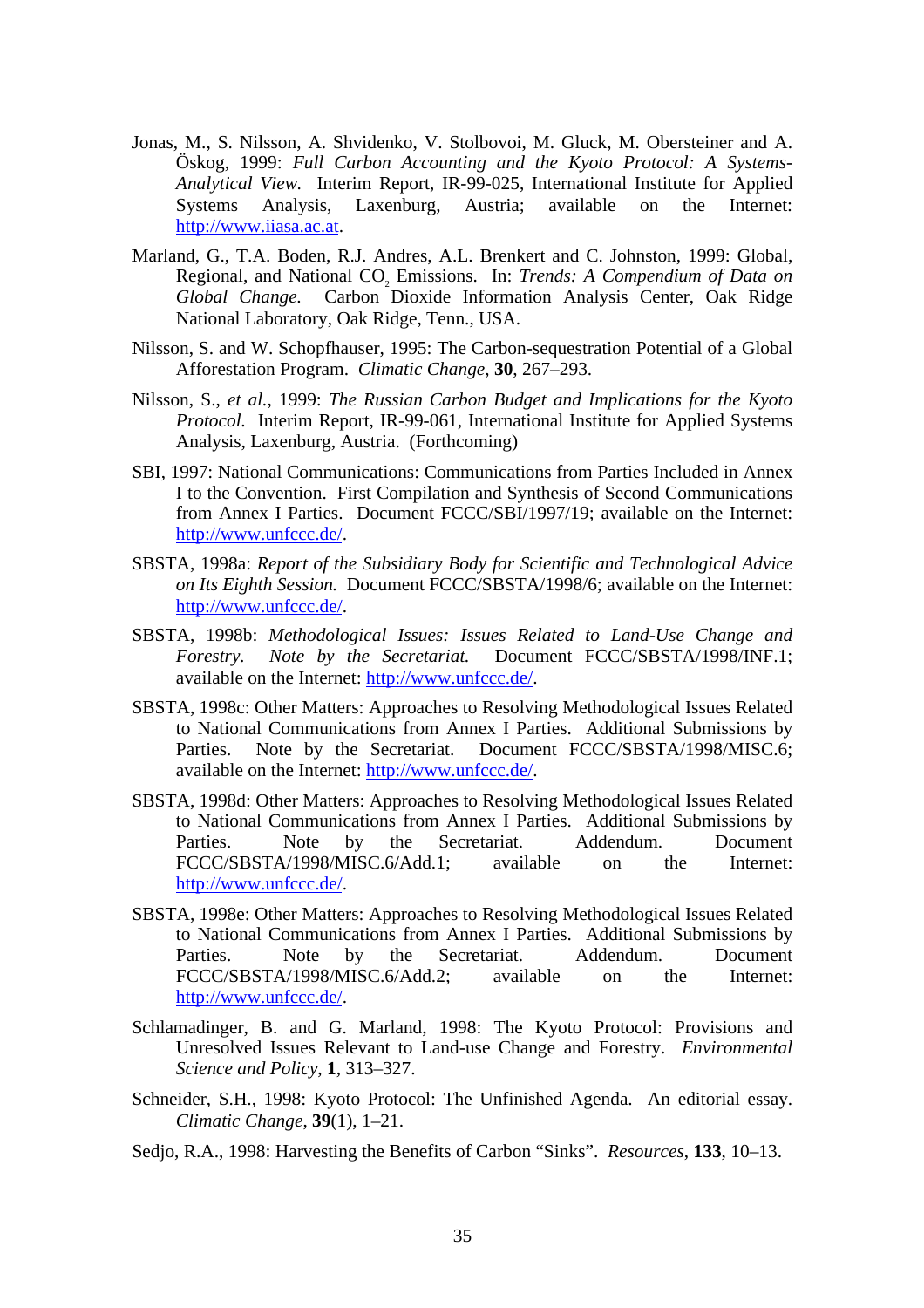Jonas, M., S. Nilsson, A. Shvidenko, V. Stolbovoi, M. Gluck, M. Obersteiner and A. Öskog, 1999: *Full Carbon Accounting and the Kyoto Protocol: A Systems-Analytical View.* Interim Report, IR-99-025, International Institute for Applied Systems Analysis, Laxenburg, Austria; available on the Internet: http://www.iiasa.ac.at.

Marland, G., T.A. Boden, R.J. Andres, A.L. Brenkert and C. Johnston, 1999: Global, Regional, and National $CO_2$ Emissions. In: *Trends: A Compendium of Data on Global Change.* Carbon Dioxide Information Analysis Center, Oak Ridge National Laboratory, Oak Ridge, Tenn., USA.

Nilsson, S. and W. Schopfhauser, 1995: The Carbon-sequestration Potential of a Global Afforestation Program. *Climatic Change*, **30**, 267–293.

Nilsson, S., *et al.*, 1999: *The Russian Carbon Budget and Implications for the Kyoto Protocol.* Interim Report, IR-99-061, International Institute for Applied Systems Analysis, Laxenburg, Austria. (Forthcoming)

SBI, 1997: National Communications: Communications from Parties Included in Annex I to the Convention. First Compilation and Synthesis of Second Communications from Annex I Parties. Document FCCC/SBI/1997/19; available on the Internet: http://www.unfccc.de/.

SBSTA, 1998a: *Report of the Subsidiary Body for Scientific and Technological Advice on Its Eighth Session.* Document FCCC/SBSTA/1998/6; available on the Internet: http://www.unfccc.de/.

SBSTA, 1998b: *Methodological Issues: Issues Related to Land-Use Change and Forestry. Note by the Secretariat.* Document FCCC/SBSTA/1998/INF.1; available on the Internet: http://www.unfccc.de/.

SBSTA, 1998c: Other Matters: Approaches to Resolving Methodological Issues Related to National Communications from Annex I Parties. Additional Submissions by Parties. Note by the Secretariat. Document FCCC/SBSTA/1998/MISC.6; available on the Internet: http://www.unfccc.de/.

SBSTA, 1998d: Other Matters: Approaches to Resolving Methodological Issues Related to National Communications from Annex I Parties. Additional Submissions by Parties. Note by the Secretariat. Addendum. Document FCCC/SBSTA/1998/MISC.6/Add.1; available on the Internet: http://www.unfccc.de/.

SBSTA, 1998e: Other Matters: Approaches to Resolving Methodological Issues Related to National Communications from Annex I Parties. Additional Submissions by Parties. Note by the Secretariat. Addendum. Document FCCC/SBSTA/1998/MISC.6/Add.2; available on the Internet: http://www.unfccc.de/.

Schlamadinger, B. and G. Marland, 1998: The Kyoto Protocol: Provisions and Unresolved Issues Relevant to Land-use Change and Forestry. *Environmental Science and Policy*, **1**, 313–327.

Schneider, S.H., 1998: Kyoto Protocol: The Unfinished Agenda. An editorial essay. *Climatic Change*, **39**(1), 1–21.

Sedjo, R.A., 1998: Harvesting the Benefits of Carbon "Sinks". *Resources*, **133**, 10–13.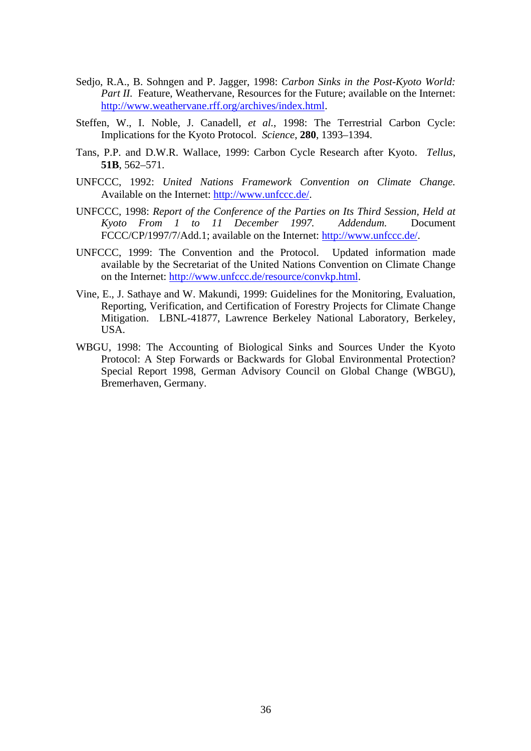Sedjo, R.A., B. Sohngen and P. Jagger, 1998: *Carbon Sinks in the Post-Kyoto World: Part II.* Feature, Weathervane, Resources for the Future; available on the Internet: http://www.weathervane.rff.org/archives/index.html.

Steffen, W., I. Noble, J. Canadell, *et al.*, 1998: The Terrestrial Carbon Cycle: Implications for the Kyoto Protocol. *Science*, **280**, 1393–1394.

Tans, P.P. and D.W.R. Wallace, 1999: Carbon Cycle Research after Kyoto. *Tellus*, **51B**, 562–571.

UNFCCC, 1992: *United Nations Framework Convention on Climate Change.* Available on the Internet: http://www.unfccc.de/.

UNFCCC, 1998: *Report of the Conference of the Parties on Its Third Session, Held at Kyoto From 1 to 11 December 1997. Addendum.* Document FCCC/CP/1997/7/Add.1; available on the Internet: http://www.unfccc.de/.

UNFCCC, 1999: The Convention and the Protocol. Updated information made available by the Secretariat of the United Nations Convention on Climate Change on the Internet: http://www.unfccc.de/resource/convkp.html.

Vine, E., J. Sathaye and W. Makundi, 1999: Guidelines for the Monitoring, Evaluation, Reporting, Verification, and Certification of Forestry Projects for Climate Change Mitigation. LBNL-41877, Lawrence Berkeley National Laboratory, Berkeley, USA.

WBGU, 1998: The Accounting of Biological Sinks and Sources Under the Kyoto Protocol: A Step Forwards or Backwards for Global Environmental Protection? Special Report 1998, German Advisory Council on Global Change (WBGU), Bremerhaven, Germany.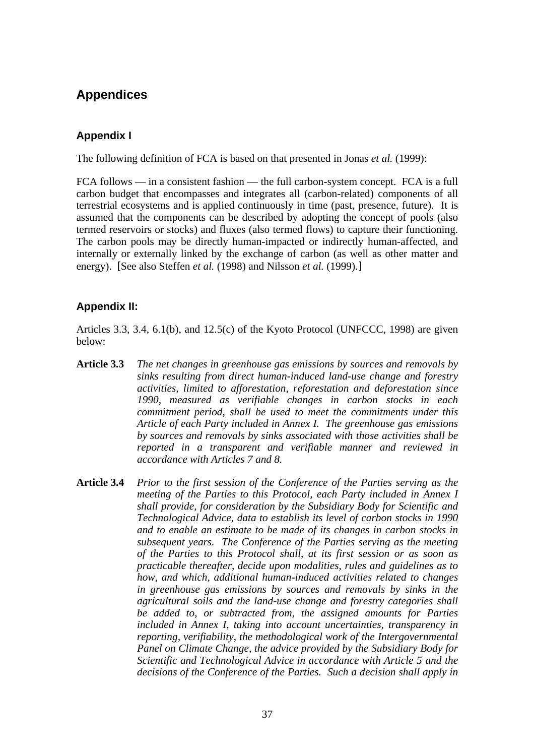# Appendices

## Appendix I

The following definition of FCA is based on that presented in Jonas *et al.* (1999):

FCA follows — in a consistent fashion — the full carbon-system concept. FCA is a full carbon budget that encompasses and integrates all (carbon-related) components of all terrestrial ecosystems and is applied continuously in time (past, presence, future). It is assumed that the components can be described by adopting the concept of pools (also termed reservoirs or stocks) and fluxes (also termed flows) to capture their functioning. The carbon pools may be directly human-impacted or indirectly human-affected, and internally or externally linked by the exchange of carbon (as well as other matter and energy). [See also Steffen *et al.* (1998) and Nilsson *et al.* (1999).]

## Appendix II:

Articles 3.3, 3.4, 6.1(b), and 12.5(c) of the Kyoto Protocol (UNFCCC, 1998) are given below:

**Article 3.3** *The net changes in greenhouse gas emissions by sources and removals by sinks resulting from direct human-induced land-use change and forestry activities, limited to afforestation, reforestation and deforestation since 1990, measured as verifiable changes in carbon stocks in each commitment period, shall be used to meet the commitments under this Article of each Party included in Annex I. The greenhouse gas emissions by sources and removals by sinks associated with those activities shall be reported in a transparent and verifiable manner and reviewed in accordance with Articles 7 and 8.*

**Article 3.4** *Prior to the first session of the Conference of the Parties serving as the meeting of the Parties to this Protocol, each Party included in Annex I shall provide, for consideration by the Subsidiary Body for Scientific and Technological Advice, data to establish its level of carbon stocks in 1990 and to enable an estimate to be made of its changes in carbon stocks in subsequent years. The Conference of the Parties serving as the meeting of the Parties to this Protocol shall, at its first session or as soon as practicable thereafter, decide upon modalities, rules and guidelines as to how, and which, additional human-induced activities related to changes in greenhouse gas emissions by sources and removals by sinks in the agricultural soils and the land-use change and forestry categories shall be added to, or subtracted from, the assigned amounts for Parties included in Annex I, taking into account uncertainties, transparency in reporting, verifiability, the methodological work of the Intergovernmental Panel on Climate Change, the advice provided by the Subsidiary Body for Scientific and Technological Advice in accordance with Article 5 and the decisions of the Conference of the Parties. Such a decision shall apply in*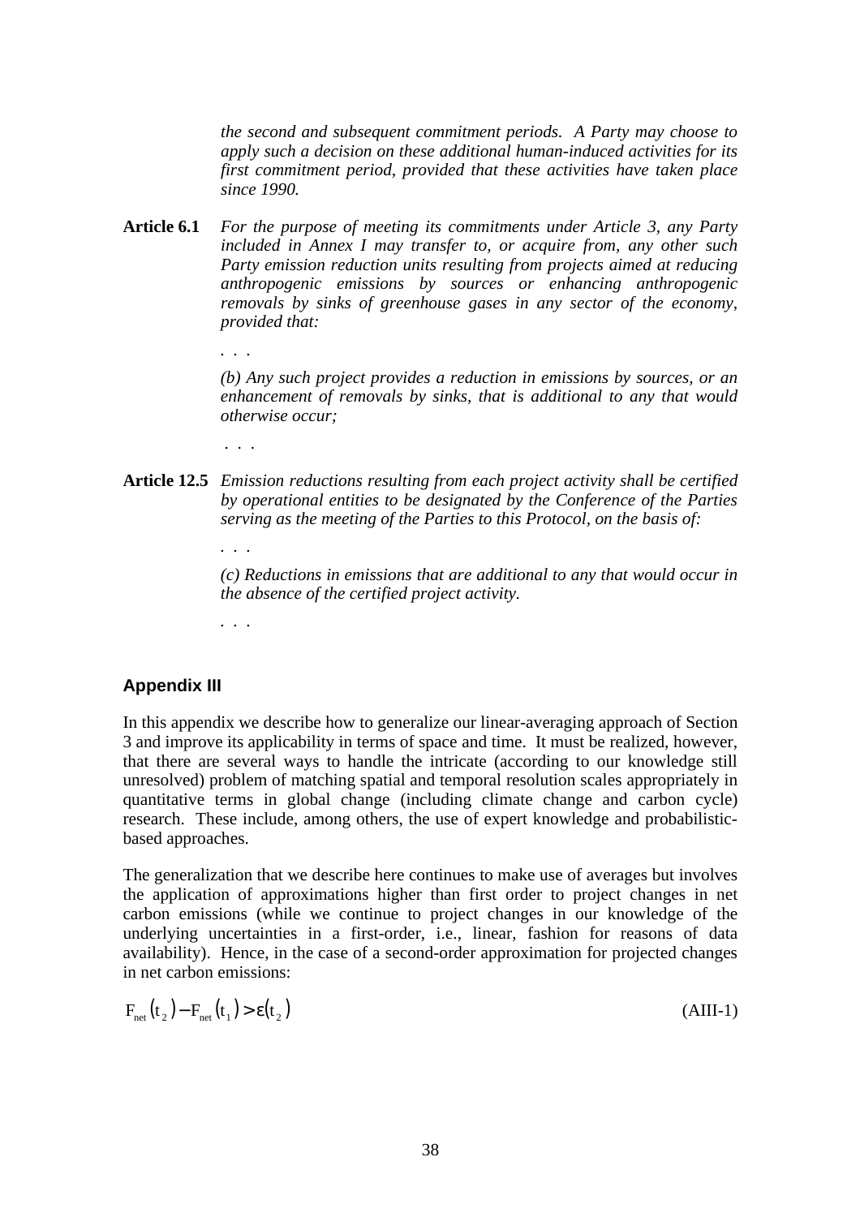*the second and subsequent commitment periods. A Party may choose to apply such a decision on these additional human-induced activities for its first commitment period, provided that these activities have taken place since 1990.*

**Article 6.1** *For the purpose of meeting its commitments under Article 3, any Party included in Annex I may transfer to, or acquire from, any other such Party emission reduction units resulting from projects aimed at reducing anthropogenic emissions by sources or enhancing anthropogenic removals by sinks of greenhouse gases in any sector of the economy, provided that:*

. . .

*(b) Any such project provides a reduction in emissions by sources, or an enhancement of removals by sinks, that is additional to any that would otherwise occur;*

. . .

**Article 12.5** *Emission reductions resulting from each project activity shall be certified by operational entities to be designated by the Conference of the Parties serving as the meeting of the Parties to this Protocol, on the basis of:*

. . .

*(c) Reductions in emissions that are additional to any that would occur in the absence of the certified project activity.*

. . .

## Appendix III

In this appendix we describe how to generalize our linear-averaging approach of Section 3 and improve its applicability in terms of space and time. It must be realized, however, that there are several ways to handle the intricate (according to our knowledge still unresolved) problem of matching spatial and temporal resolution scales appropriately in quantitative terms in global change (including climate change and carbon cycle) research. These include, among others, the use of expert knowledge and probabilistic-based approaches.

The generalization that we describe here continues to make use of averages but involves the application of approximations higher than first order to project changes in net carbon emissions (while we continue to project changes in our knowledge of the underlying uncertainties in a first-order, i.e., linear, fashion for reasons of data availability). Hence, in the case of a second-order approximation for projected changes in net carbon emissions:

$$F_{net}(t_2) - F_{net}(t_1) > \varepsilon(t_2) \tag{AIII-1}$$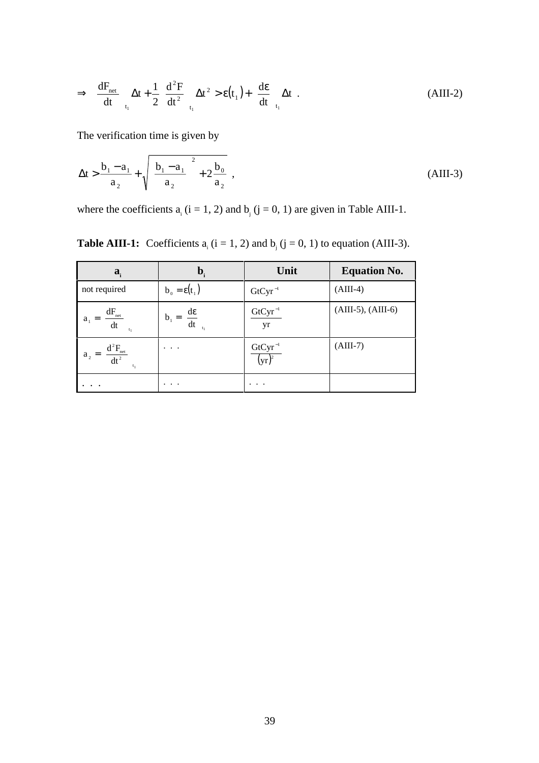$$\Rightarrow \quad \left.\frac{dF_{net}}{dt}\right|_{t_1} \Delta t + \frac{1}{2} \left.\frac{d^2F}{dt^2}\right|_{t_1} \Delta t^2 > \varepsilon(t_1) + \left.\frac{d\varepsilon}{dt}\right|_{t_1} \Delta t \ . \qquad \text{(AIII-2)}$$

The verification time is given by

$$\Delta t > \frac{b_1 - a_1}{a_2} + \sqrt{\left(\frac{b_1 - a_1}{a_2}\right)^2 + 2\frac{b_0}{a_2}} \ , \qquad \text{(AIII-3)}$$

where the coefficients $a_i$ ($i = 1, 2$) and $b_j$ ($j = 0, 1$) are given in Table AIII-1.

**Table AIII-1:** Coefficients $a_i$ ($i = 1, 2$) and $b_j$ ($j = 0, 1$) to equation (AIII-3).

| $a_i$ | $b_i$ | Unit | Equation No. |
|---|---|---|---|
| not required | $b_0 = \varepsilon(t_1)$ | $GtCyr^{-1}$ | (AIII-4) |
| $a_1 = \left.\frac{dF_{net}}{dt}\right\vert_{t_1}$ | $b_1 = \left.\frac{d\varepsilon}{dt}\right\vert_{t_1}$ | $\frac{GtCyr^{-1}}{yr}$ | (AIII-5), (AIII-6) |
| $a_2 = \left.\frac{d^2F_{net}}{dt^2}\right\vert_{t_1}$ | . . . | $\frac{GtCyr^{-1}}{(yr)^2}$ | (AIII-7) |
| . . . | . . . | . . . | |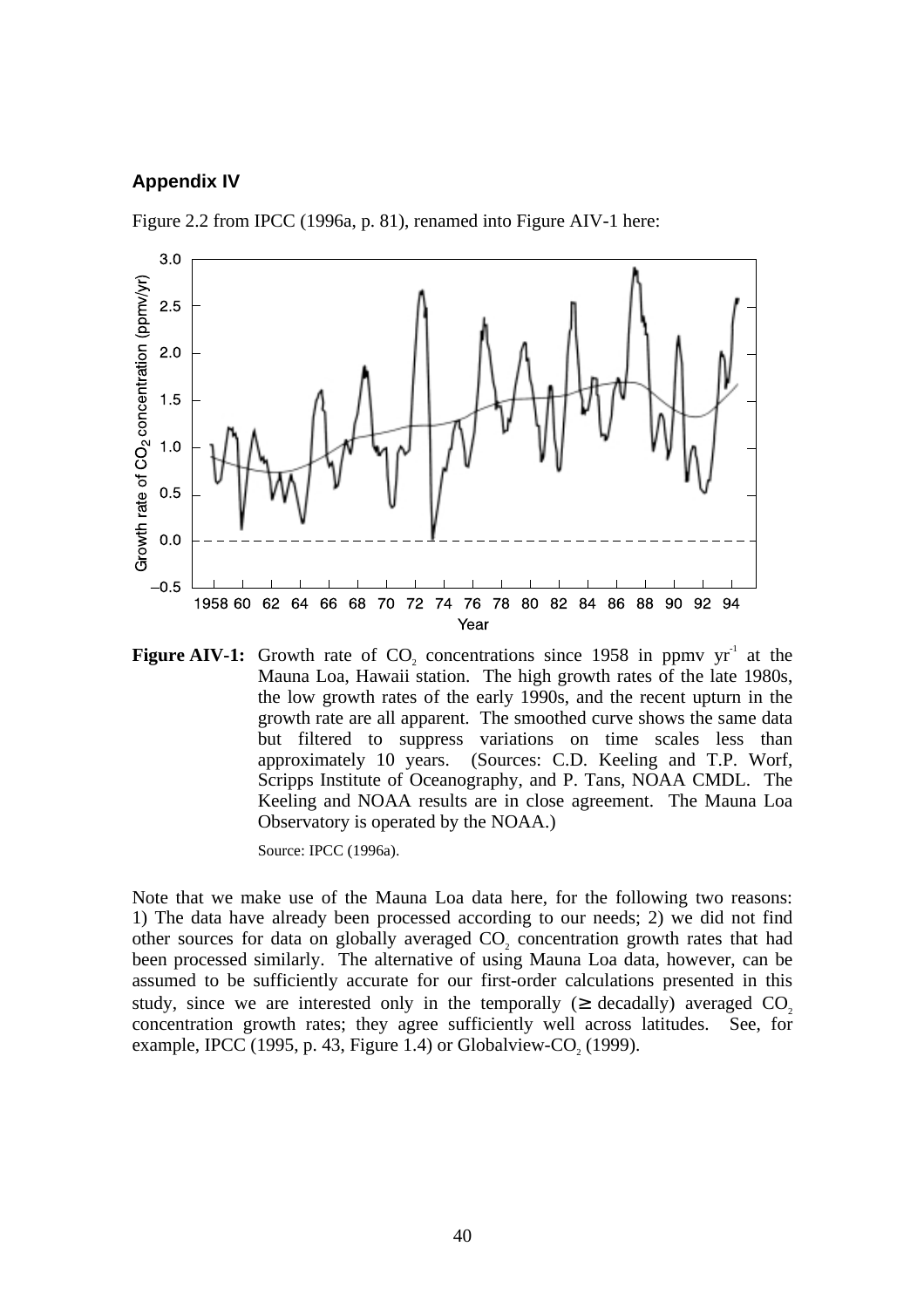### Appendix IV

Figure 2.2 from IPCC (1996a, p. 81), renamed into Figure AIV-1 here:

**Figure AIV-1:** Growth rate of $CO_2$ concentrations since 1958 in ppmv $yr^{-1}$ at the Mauna Loa, Hawaii station. The high growth rates of the late 1980s, the low growth rates of the early 1990s, and the recent upturn in the growth rate are all apparent. The smoothed curve shows the same data but filtered to suppress variations on time scales less than approximately 10 years. (Sources: C.D. Keeling and T.P. Worf, Scripps Institute of Oceanography, and P. Tans, NOAA CMDL. The Keeling and NOAA results are in close agreement. The Mauna Loa Observatory is operated by the NOAA.)

Source: IPCC (1996a).

Note that we make use of the Mauna Loa data here, for the following two reasons: 1) The data have already been processed according to our needs; 2) we did not find other sources for data on globally averaged $CO_2$ concentration growth rates that had been processed similarly. The alternative of using Mauna Loa data, however, can be assumed to be sufficiently accurate for our first-order calculations presented in this study, since we are interested only in the temporally ($\geq$ decadally) averaged $CO_2$ concentration growth rates; they agree sufficiently well across latitudes. See, for example, IPCC (1995, p. 43, Figure 1.4) or Globalview-$CO_2$ (1999).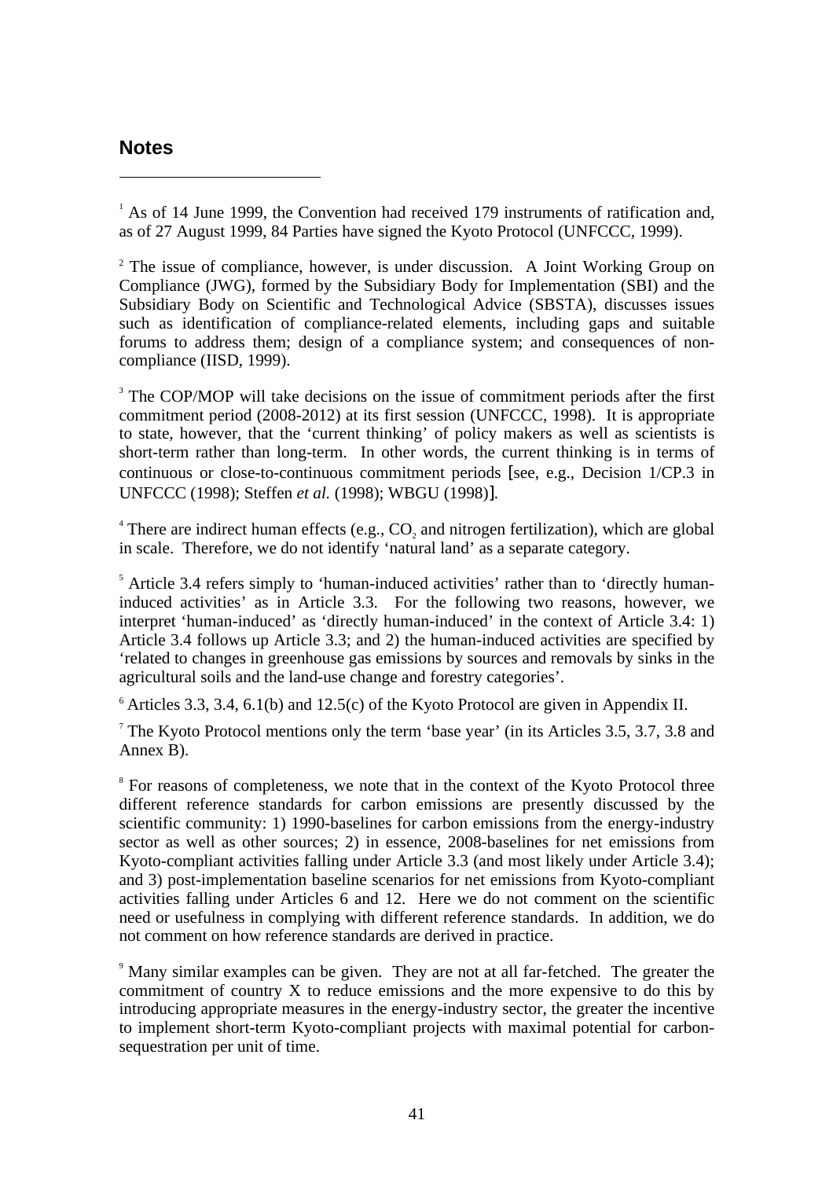## Notes

[1] As of 14 June 1999, the Convention had received 179 instruments of ratification and, as of 27 August 1999, 84 Parties have signed the Kyoto Protocol (UNFCCC, 1999).

[2] The issue of compliance, however, is under discussion. A Joint Working Group on Compliance (JWG), formed by the Subsidiary Body for Implementation (SBI) and the Subsidiary Body on Scientific and Technological Advice (SBSTA), discusses issues such as identification of compliance-related elements, including gaps and suitable forums to address them; design of a compliance system; and consequences of non-compliance (IISD, 1999).

[3] The COP/MOP will take decisions on the issue of commitment periods after the first commitment period (2008-2012) at its first session (UNFCCC, 1998). It is appropriate to state, however, that the 'current thinking' of policy makers as well as scientists is short-term rather than long-term. In other words, the current thinking is in terms of continuous or close-to-continuous commitment periods [see, e.g., Decision 1/CP.3 in UNFCCC (1998); Steffen *et al.* (1998); WBGU (1998)].

[4] There are indirect human effects (e.g., $CO_2$ and nitrogen fertilization), which are global in scale. Therefore, we do not identify 'natural land' as a separate category.

[5] Article 3.4 refers simply to 'human-induced activities' rather than to 'directly human-induced activities' as in Article 3.3. For the following two reasons, however, we interpret 'human-induced' as 'directly human-induced' in the context of Article 3.4: 1) Article 3.4 follows up Article 3.3; and 2) the human-induced activities are specified by 'related to changes in greenhouse gas emissions by sources and removals by sinks in the agricultural soils and the land-use change and forestry categories'.

[6] Articles 3.3, 3.4, 6.1(b) and 12.5(c) of the Kyoto Protocol are given in Appendix II.

[7] The Kyoto Protocol mentions only the term 'base year' (in its Articles 3.5, 3.7, 3.8 and Annex B).

[8] For reasons of completeness, we note that in the context of the Kyoto Protocol three different reference standards for carbon emissions are presently discussed by the scientific community: 1) 1990-baselines for carbon emissions from the energy-industry sector as well as other sources; 2) in essence, 2008-baselines for net emissions from Kyoto-compliant activities falling under Article 3.3 (and most likely under Article 3.4); and 3) post-implementation baseline scenarios for net emissions from Kyoto-compliant activities falling under Articles 6 and 12. Here we do not comment on the scientific need or usefulness in complying with different reference standards. In addition, we do not comment on how reference standards are derived in practice.

[9] Many similar examples can be given. They are not at all far-fetched. The greater the commitment of country X to reduce emissions and the more expensive to do this by introducing appropriate measures in the energy-industry sector, the greater the incentive to implement short-term Kyoto-compliant projects with maximal potential for carbon-sequestration per unit of time.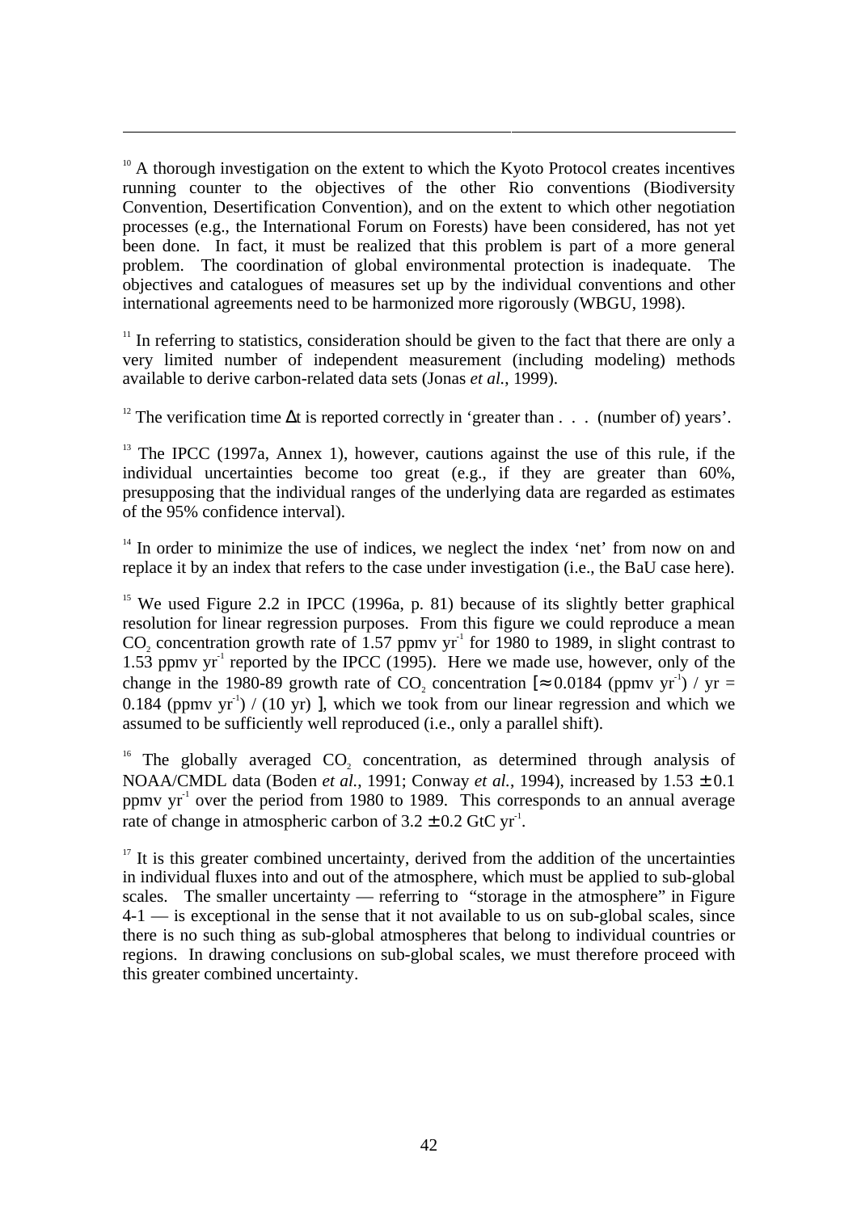[10] A thorough investigation on the extent to which the Kyoto Protocol creates incentives running counter to the objectives of the other Rio conventions (Biodiversity Convention, Desertification Convention), and on the extent to which other negotiation processes (e.g., the International Forum on Forests) have been considered, has not yet been done. In fact, it must be realized that this problem is part of a more general problem. The coordination of global environmental protection is inadequate. The objectives and catalogues of measures set up by the individual conventions and other international agreements need to be harmonized more rigorously (WBGU, 1998).

[11] In referring to statistics, consideration should be given to the fact that there are only a very limited number of independent measurement (including modeling) methods available to derive carbon-related data sets (Jonas *et al.*, 1999).

[12] The verification time $\Delta t$ is reported correctly in 'greater than . . . (number of) years'.

[13] The IPCC (1997a, Annex 1), however, cautions against the use of this rule, if the individual uncertainties become too great (e.g., if they are greater than 60%, presupposing that the individual ranges of the underlying data are regarded as estimates of the 95% confidence interval).

[14] In order to minimize the use of indices, we neglect the index 'net' from now on and replace it by an index that refers to the case under investigation (i.e., the BaU case here).

[15] We used Figure 2.2 in IPCC (1996a, p. 81) because of its slightly better graphical resolution for linear regression purposes. From this figure we could reproduce a mean $CO_2$ concentration growth rate of 1.57 ppmv $yr^{-1}$ for 1980 to 1989, in slight contrast to 1.53 ppmv $yr^{-1}$ reported by the IPCC (1995). Here we made use, however, only of the change in the 1980-89 growth rate of $CO_2$ concentration $[\approx 0.0184 \text{ (ppmv yr}^{-1}) / \text{yr} = 0.184 \text{ (ppmv yr}^{-1}) / (10 \text{ yr})]$, which we took from our linear regression and which we assumed to be sufficiently well reproduced (i.e., only a parallel shift).

[16] The globally averaged $CO_2$ concentration, as determined through analysis of NOAA/CMDL data (Boden *et al.*, 1991; Conway *et al.*, 1994), increased by $1.53 \pm 0.1$ ppmv $yr^{-1}$ over the period from 1980 to 1989. This corresponds to an annual average rate of change in atmospheric carbon of $3.2 \pm 0.2$ GtC $yr^{-1}$.

[17] It is this greater combined uncertainty, derived from the addition of the uncertainties in individual fluxes into and out of the atmosphere, which must be applied to sub-global scales. The smaller uncertainty — referring to "storage in the atmosphere" in Figure 4-1 — is exceptional in the sense that it not available to us on sub-global scales, since there is no such thing as sub-global atmospheres that belong to individual countries or regions. In drawing conclusions on sub-global scales, we must therefore proceed with this greater combined uncertainty.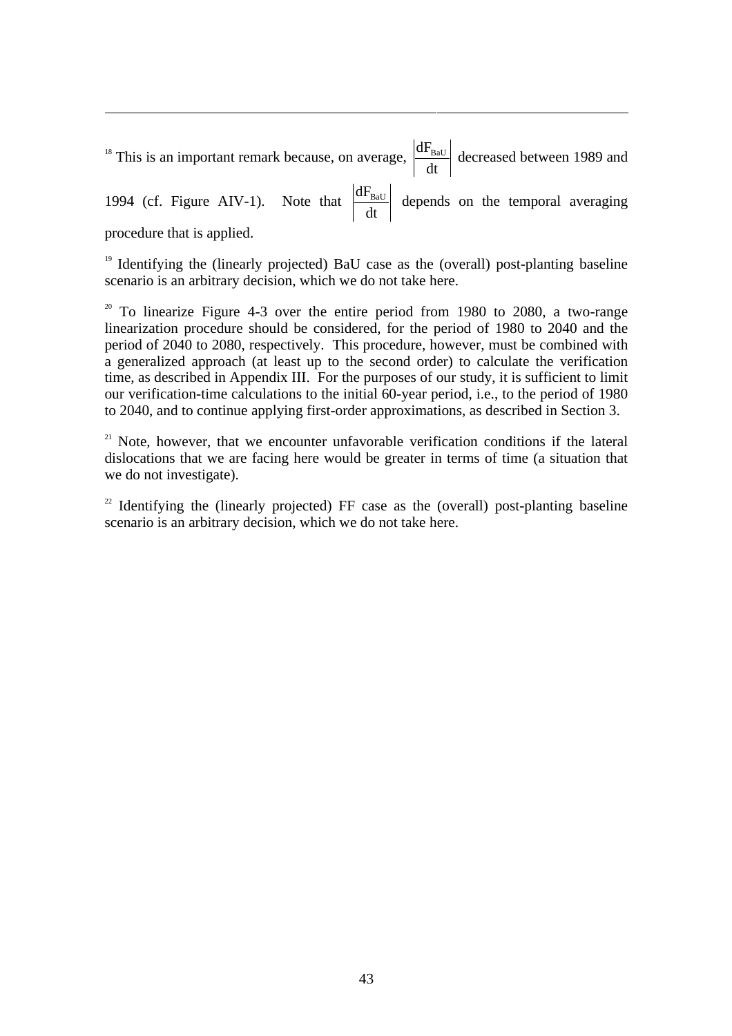[18] This is an important remark because, on average, $\left|\frac{dF_{BaU}}{dt}\right|$ decreased between 1989 and 1994 (cf. Figure AIV-1). Note that $\left|\frac{dF_{BaU}}{dt}\right|$ depends on the temporal averaging procedure that is applied.

[19] Identifying the (linearly projected) BaU case as the (overall) post-planting baseline scenario is an arbitrary decision, which we do not take here.

[20] To linearize Figure 4-3 over the entire period from 1980 to 2080, a two-range linearization procedure should be considered, for the period of 1980 to 2040 and the period of 2040 to 2080, respectively. This procedure, however, must be combined with a generalized approach (at least up to the second order) to calculate the verification time, as described in Appendix III. For the purposes of our study, it is sufficient to limit our verification-time calculations to the initial 60-year period, i.e., to the period of 1980 to 2040, and to continue applying first-order approximations, as described in Section 3.

[21] Note, however, that we encounter unfavorable verification conditions if the lateral dislocations that we are facing here would be greater in terms of time (a situation that we do not investigate).

[22] Identifying the (linearly projected) FF case as the (overall) post-planting baseline scenario is an arbitrary decision, which we do not take here.